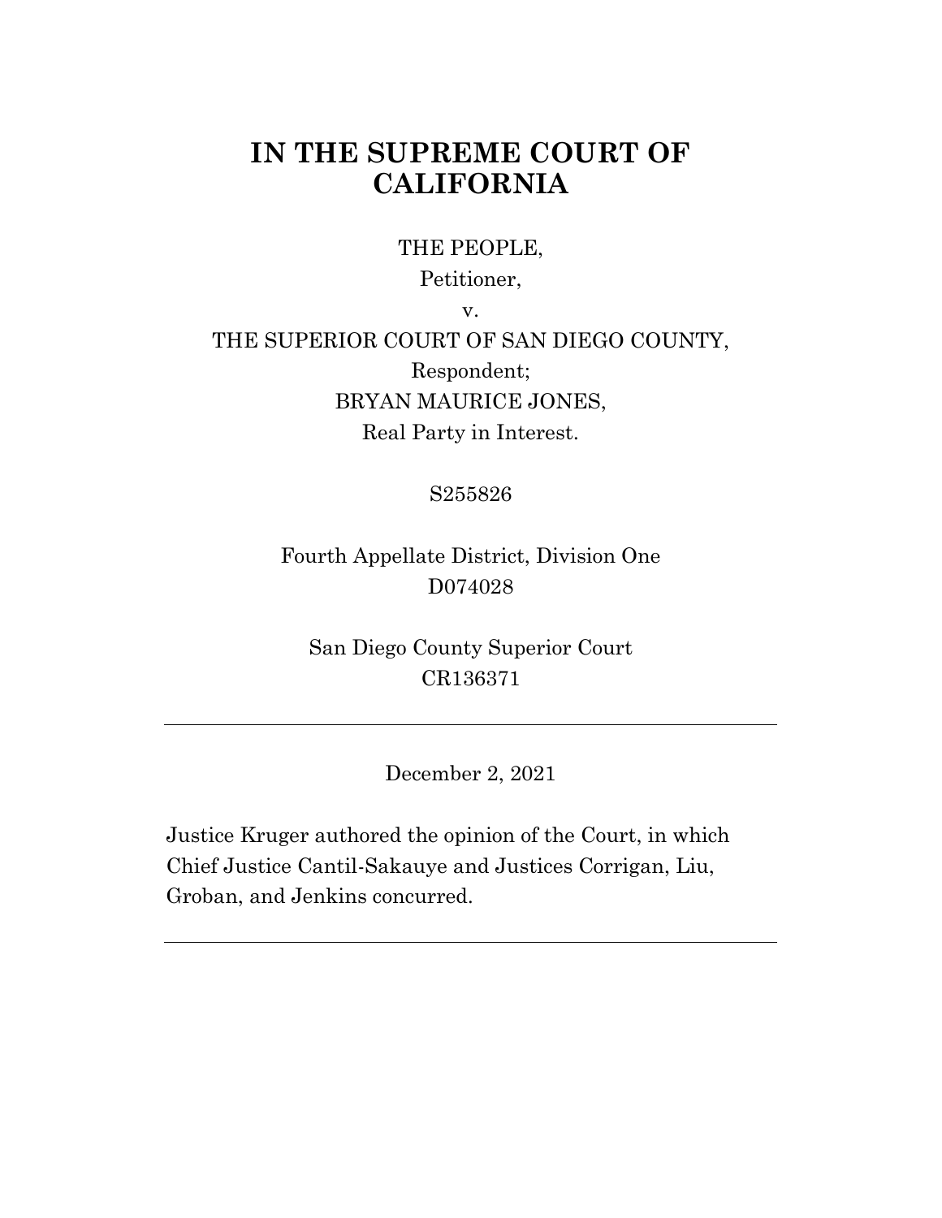# IN THE SUPREME COURT OF CALIFORNIA

THE PEOPLE,
Petitioner,
v.
THE SUPERIOR COURT OF SAN DIEGO COUNTY,
Respondent;
BRYAN MAURICE JONES,
Real Party in Interest.

S255826

Fourth Appellate District, Division One
D074028

San Diego County Superior Court
CR136371

---

December 2, 2021

Justice Kruger authored the opinion of the Court, in which Chief Justice Cantil-Sakauye and Justices Corrigan, Liu, Groban, and Jenkins concurred.

---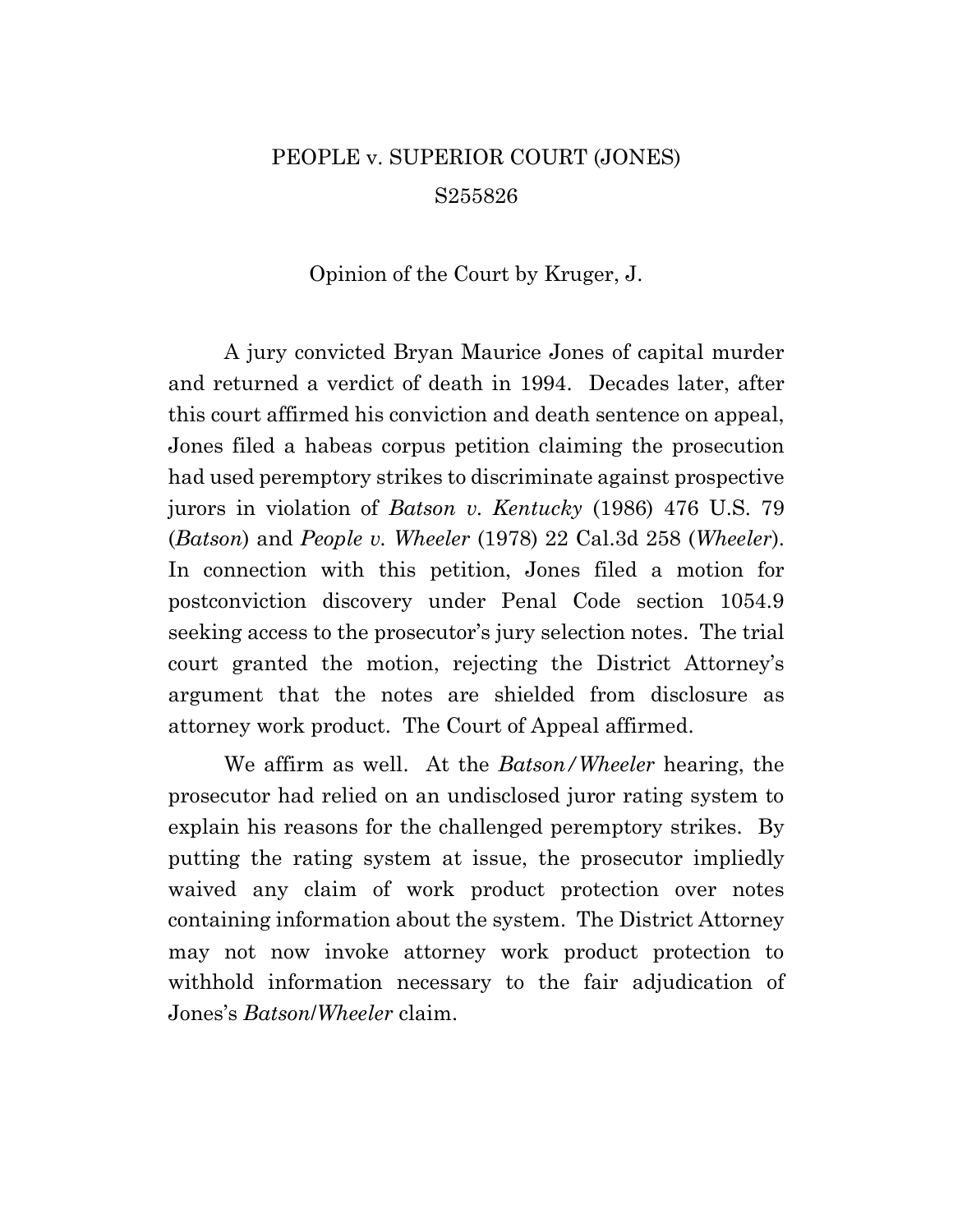PEOPLE v. SUPERIOR COURT (JONES)

S255826

Opinion of the Court by Kruger, J.

A jury convicted Bryan Maurice Jones of capital murder and returned a verdict of death in 1994. Decades later, after this court affirmed his conviction and death sentence on appeal, Jones filed a habeas corpus petition claiming the prosecution had used peremptory strikes to discriminate against prospective jurors in violation of *Batson v. Kentucky* (1986) 476 U.S. 79 (*Batson*) and *People v. Wheeler* (1978) 22 Cal.3d 258 (*Wheeler*). In connection with this petition, Jones filed a motion for postconviction discovery under Penal Code section 1054.9 seeking access to the prosecutor's jury selection notes. The trial court granted the motion, rejecting the District Attorney's argument that the notes are shielded from disclosure as attorney work product. The Court of Appeal affirmed.

We affirm as well. At the *Batson/Wheeler* hearing, the prosecutor had relied on an undisclosed juror rating system to explain his reasons for the challenged peremptory strikes. By putting the rating system at issue, the prosecutor impliedly waived any claim of work product protection over notes containing information about the system. The District Attorney may not now invoke attorney work product protection to withhold information necessary to the fair adjudication of Jones's *Batson*/*Wheeler* claim.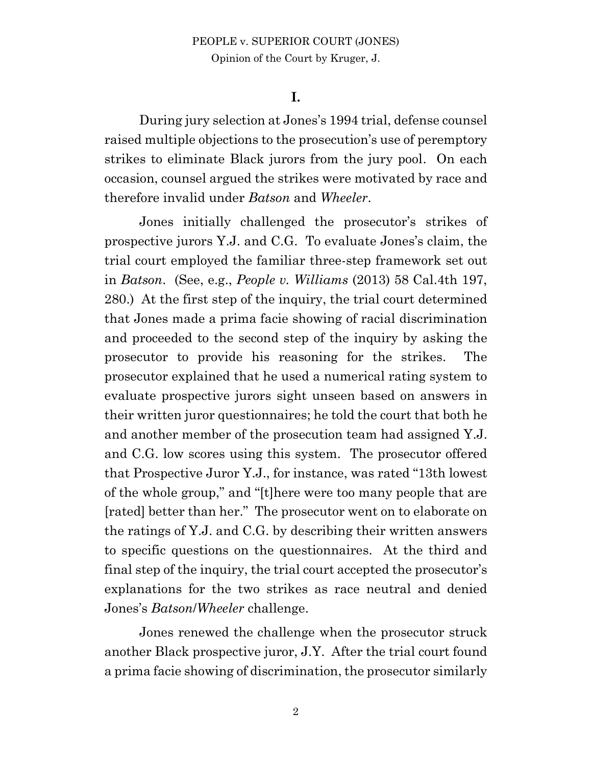## I.

During jury selection at Jones's 1994 trial, defense counsel raised multiple objections to the prosecution's use of peremptory strikes to eliminate Black jurors from the jury pool. On each occasion, counsel argued the strikes were motivated by race and therefore invalid under *Batson* and *Wheeler*.

Jones initially challenged the prosecutor's strikes of prospective jurors Y.J. and C.G. To evaluate Jones's claim, the trial court employed the familiar three-step framework set out in *Batson*. (See, e.g., *People v. Williams* (2013) 58 Cal.4th 197, 280.) At the first step of the inquiry, the trial court determined that Jones made a prima facie showing of racial discrimination and proceeded to the second step of the inquiry by asking the prosecutor to provide his reasoning for the strikes. The prosecutor explained that he used a numerical rating system to evaluate prospective jurors sight unseen based on answers in their written juror questionnaires; he told the court that both he and another member of the prosecution team had assigned Y.J. and C.G. low scores using this system. The prosecutor offered that Prospective Juror Y.J., for instance, was rated "13th lowest of the whole group," and "[t]here were too many people that are [rated] better than her." The prosecutor went on to elaborate on the ratings of Y.J. and C.G. by describing their written answers to specific questions on the questionnaires. At the third and final step of the inquiry, the trial court accepted the prosecutor's explanations for the two strikes as race neutral and denied Jones's *Batson*/*Wheeler* challenge.

Jones renewed the challenge when the prosecutor struck another Black prospective juror, J.Y. After the trial court found a prima facie showing of discrimination, the prosecutor similarly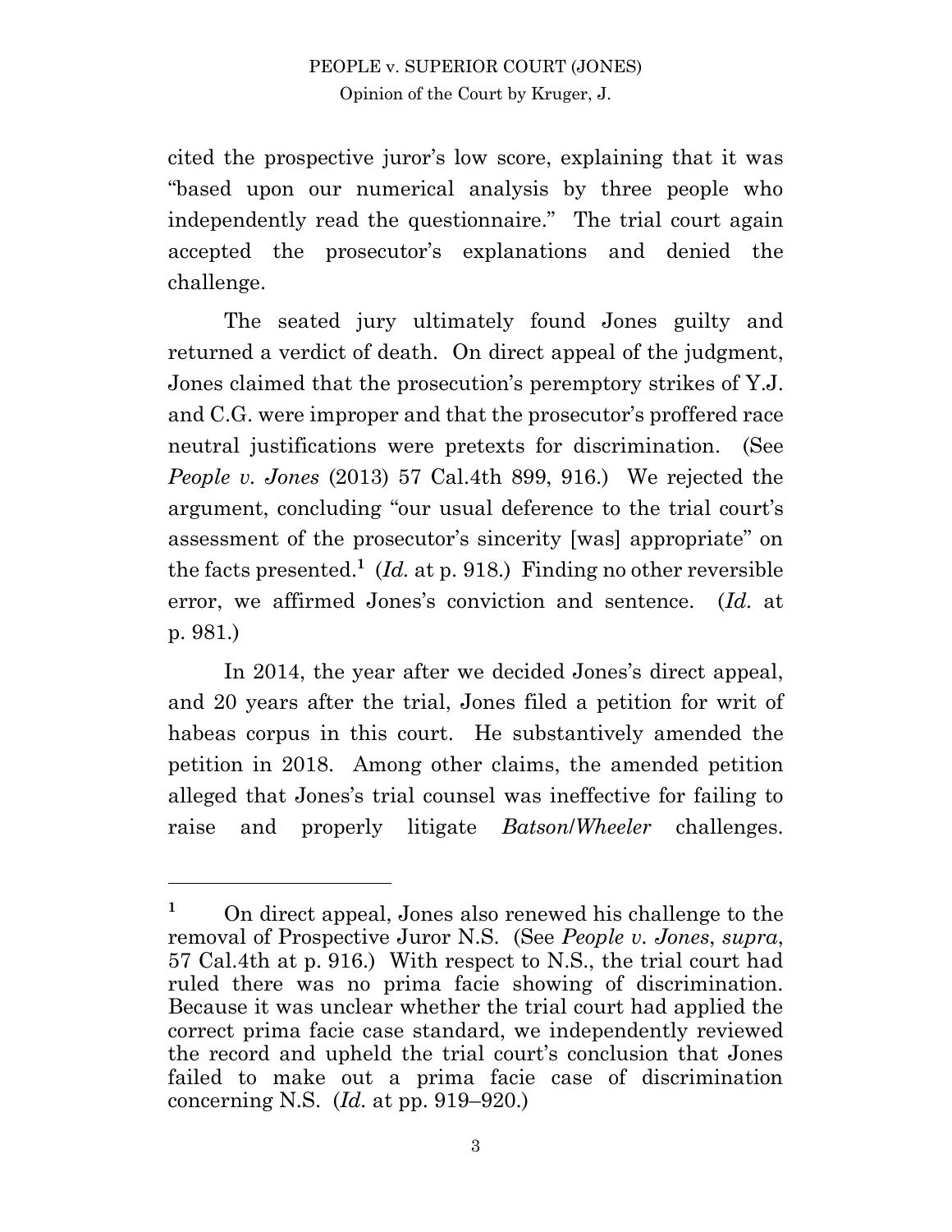cited the prospective juror's low score, explaining that it was "based upon our numerical analysis by three people who independently read the questionnaire." The trial court again accepted the prosecutor's explanations and denied the challenge.

The seated jury ultimately found Jones guilty and returned a verdict of death. On direct appeal of the judgment, Jones claimed that the prosecution's peremptory strikes of Y.J. and C.G. were improper and that the prosecutor's proffered race neutral justifications were pretexts for discrimination. (See *People v. Jones* (2013) 57 Cal.4th 899, 916.) We rejected the argument, concluding "our usual deference to the trial court's assessment of the prosecutor's sincerity [was] appropriate" on the facts presented.[1] (*Id.* at p. 918.) Finding no other reversible error, we affirmed Jones's conviction and sentence. (*Id.* at p. 981.)

In 2014, the year after we decided Jones's direct appeal, and 20 years after the trial, Jones filed a petition for writ of habeas corpus in this court. He substantively amended the petition in 2018. Among other claims, the amended petition alleged that Jones's trial counsel was ineffective for failing to raise and properly litigate *Batson*/*Wheeler* challenges.

---

[1] On direct appeal, Jones also renewed his challenge to the removal of Prospective Juror N.S. (See *People v. Jones*, *supra*, 57 Cal.4th at p. 916.) With respect to N.S., the trial court had ruled there was no prima facie showing of discrimination. Because it was unclear whether the trial court had applied the correct prima facie case standard, we independently reviewed the record and upheld the trial court's conclusion that Jones failed to make out a prima facie case of discrimination concerning N.S. (*Id.* at pp. 919–920.)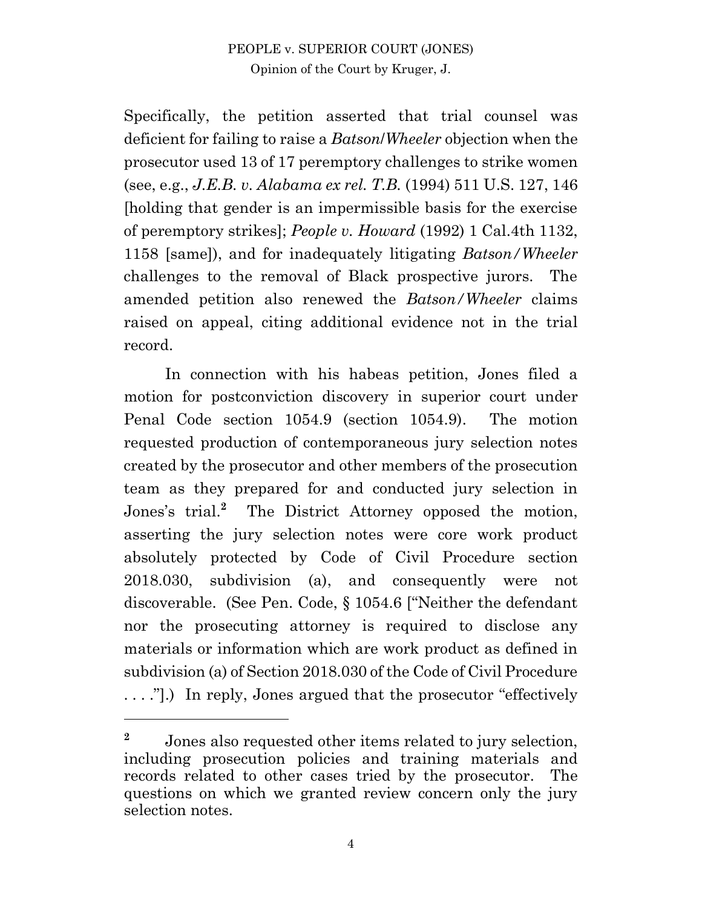Specifically, the petition asserted that trial counsel was deficient for failing to raise a *Batson/Wheeler* objection when the prosecutor used 13 of 17 peremptory challenges to strike women (see, e.g., *J.E.B. v. Alabama ex rel. T.B.* (1994) 511 U.S. 127, 146 [holding that gender is an impermissible basis for the exercise of peremptory strikes]; *People v. Howard* (1992) 1 Cal.4th 1132, 1158 [same]), and for inadequately litigating *Batson/Wheeler* challenges to the removal of Black prospective jurors. The amended petition also renewed the *Batson/Wheeler* claims raised on appeal, citing additional evidence not in the trial record.

In connection with his habeas petition, Jones filed a motion for postconviction discovery in superior court under Penal Code section 1054.9 (section 1054.9). The motion requested production of contemporaneous jury selection notes created by the prosecutor and other members of the prosecution team as they prepared for and conducted jury selection in Jones's trial.[2] The District Attorney opposed the motion, asserting the jury selection notes were core work product absolutely protected by Code of Civil Procedure section 2018.030, subdivision (a), and consequently were not discoverable. (See Pen. Code, § 1054.6 ["Neither the defendant nor the prosecuting attorney is required to disclose any materials or information which are work product as defined in subdivision (a) of Section 2018.030 of the Code of Civil Procedure . . . ."].) In reply, Jones argued that the prosecutor "effectively

---

[2] Jones also requested other items related to jury selection, including prosecution policies and training materials and records related to other cases tried by the prosecutor. The questions on which we granted review concern only the jury selection notes.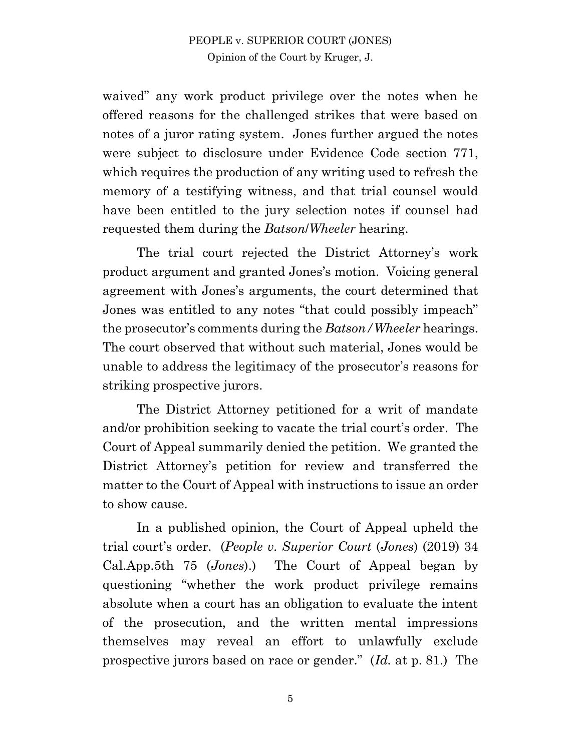waived" any work product privilege over the notes when he offered reasons for the challenged strikes that were based on notes of a juror rating system. Jones further argued the notes were subject to disclosure under Evidence Code section 771, which requires the production of any writing used to refresh the memory of a testifying witness, and that trial counsel would have been entitled to the jury selection notes if counsel had requested them during the *Batson*/*Wheeler* hearing.

The trial court rejected the District Attorney's work product argument and granted Jones's motion. Voicing general agreement with Jones's arguments, the court determined that Jones was entitled to any notes "that could possibly impeach" the prosecutor's comments during the *Batson/Wheeler* hearings. The court observed that without such material, Jones would be unable to address the legitimacy of the prosecutor's reasons for striking prospective jurors.

The District Attorney petitioned for a writ of mandate and/or prohibition seeking to vacate the trial court's order. The Court of Appeal summarily denied the petition. We granted the District Attorney's petition for review and transferred the matter to the Court of Appeal with instructions to issue an order to show cause.

In a published opinion, the Court of Appeal upheld the trial court's order. (*People v. Superior Court* (*Jones*) (2019) 34 Cal.App.5th 75 (*Jones*).) The Court of Appeal began by questioning "whether the work product privilege remains absolute when a court has an obligation to evaluate the intent of the prosecution, and the written mental impressions themselves may reveal an effort to unlawfully exclude prospective jurors based on race or gender." (*Id.* at p. 81.) The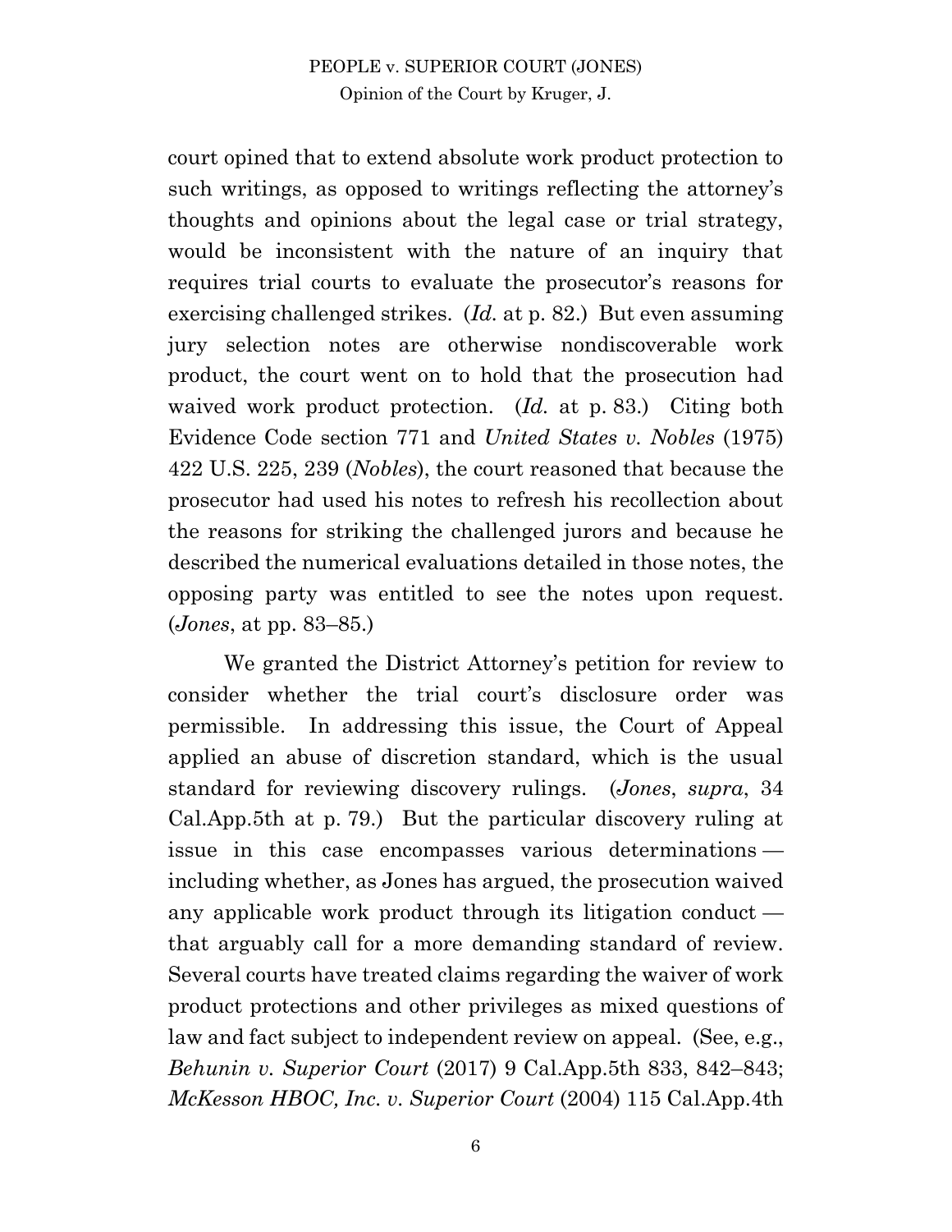court opined that to extend absolute work product protection to such writings, as opposed to writings reflecting the attorney's thoughts and opinions about the legal case or trial strategy, would be inconsistent with the nature of an inquiry that requires trial courts to evaluate the prosecutor's reasons for exercising challenged strikes. (*Id.* at p. 82.) But even assuming jury selection notes are otherwise nondiscoverable work product, the court went on to hold that the prosecution had waived work product protection. (*Id.* at p. 83.) Citing both Evidence Code section 771 and *United States v. Nobles* (1975) 422 U.S. 225, 239 (*Nobles*), the court reasoned that because the prosecutor had used his notes to refresh his recollection about the reasons for striking the challenged jurors and because he described the numerical evaluations detailed in those notes, the opposing party was entitled to see the notes upon request. (*Jones*, at pp. 83–85.)

We granted the District Attorney's petition for review to consider whether the trial court's disclosure order was permissible. In addressing this issue, the Court of Appeal applied an abuse of discretion standard, which is the usual standard for reviewing discovery rulings. (*Jones*, *supra*, 34 Cal.App.5th at p. 79.) But the particular discovery ruling at issue in this case encompasses various determinations — including whether, as Jones has argued, the prosecution waived any applicable work product through its litigation conduct — that arguably call for a more demanding standard of review. Several courts have treated claims regarding the waiver of work product protections and other privileges as mixed questions of law and fact subject to independent review on appeal. (See, e.g., *Behunin v. Superior Court* (2017) 9 Cal.App.5th 833, 842–843; *McKesson HBOC, Inc. v. Superior Court* (2004) 115 Cal.App.4th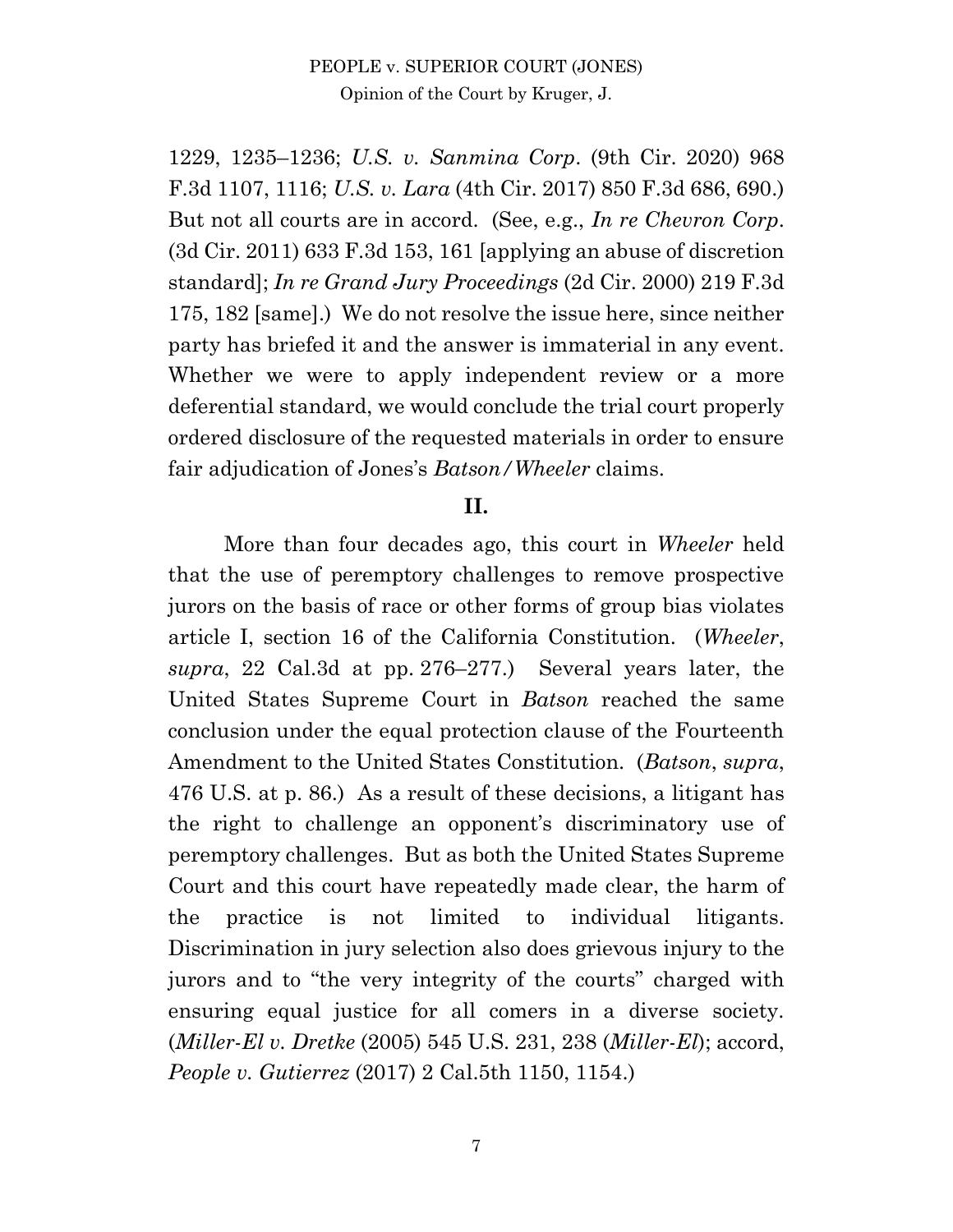1229, 1235–1236; *U.S. v. Sanmina Corp.* (9th Cir. 2020) 968 F.3d 1107, 1116; *U.S. v. Lara* (4th Cir. 2017) 850 F.3d 686, 690.) But not all courts are in accord. (See, e.g., *In re Chevron Corp.* (3d Cir. 2011) 633 F.3d 153, 161 [applying an abuse of discretion standard]; *In re Grand Jury Proceedings* (2d Cir. 2000) 219 F.3d 175, 182 [same].) We do not resolve the issue here, since neither party has briefed it and the answer is immaterial in any event. Whether we were to apply independent review or a more deferential standard, we would conclude the trial court properly ordered disclosure of the requested materials in order to ensure fair adjudication of Jones's *Batson/Wheeler* claims.

## II.

More than four decades ago, this court in *Wheeler* held that the use of peremptory challenges to remove prospective jurors on the basis of race or other forms of group bias violates article I, section 16 of the California Constitution. (*Wheeler*, *supra*, 22 Cal.3d at pp. 276–277.) Several years later, the United States Supreme Court in *Batson* reached the same conclusion under the equal protection clause of the Fourteenth Amendment to the United States Constitution. (*Batson*, *supra*, 476 U.S. at p. 86.) As a result of these decisions, a litigant has the right to challenge an opponent's discriminatory use of peremptory challenges. But as both the United States Supreme Court and this court have repeatedly made clear, the harm of the practice is not limited to individual litigants. Discrimination in jury selection also does grievous injury to the jurors and to "the very integrity of the courts" charged with ensuring equal justice for all comers in a diverse society. (*Miller-El v. Dretke* (2005) 545 U.S. 231, 238 (*Miller-El*); accord, *People v. Gutierrez* (2017) 2 Cal.5th 1150, 1154.)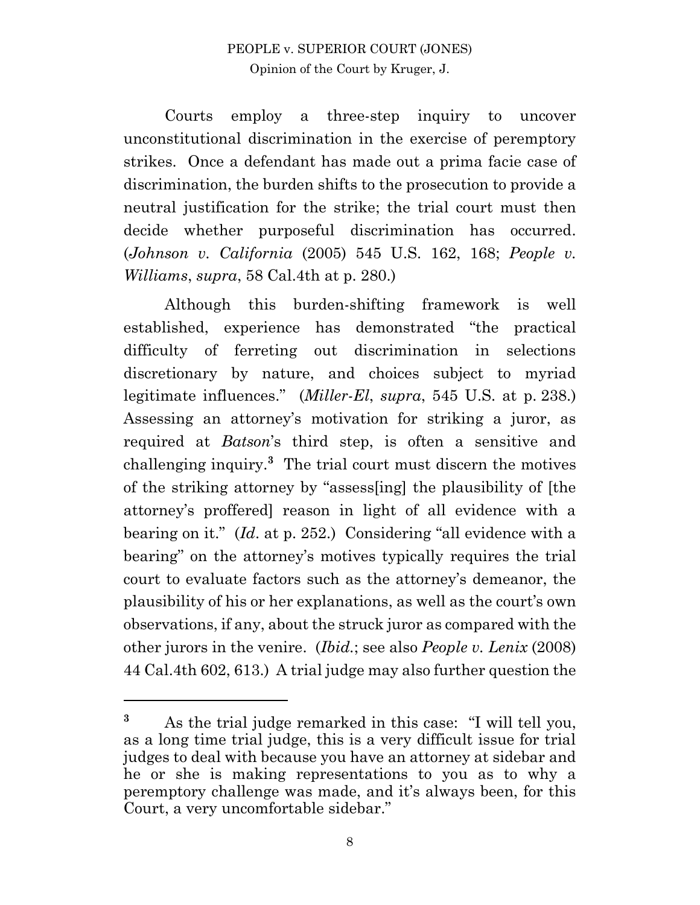Courts employ a three-step inquiry to uncover unconstitutional discrimination in the exercise of peremptory strikes. Once a defendant has made out a prima facie case of discrimination, the burden shifts to the prosecution to provide a neutral justification for the strike; the trial court must then decide whether purposeful discrimination has occurred. (*Johnson v. California* (2005) 545 U.S. 162, 168; *People v. Williams*, *supra*, 58 Cal.4th at p. 280.)

Although this burden-shifting framework is well established, experience has demonstrated "the practical difficulty of ferreting out discrimination in selections discretionary by nature, and choices subject to myriad legitimate influences." (*Miller-El*, *supra*, 545 U.S. at p. 238.) Assessing an attorney's motivation for striking a juror, as required at *Batson*'s third step, is often a sensitive and challenging inquiry.[3] The trial court must discern the motives of the striking attorney by "assess[ing] the plausibility of [the attorney's proffered] reason in light of all evidence with a bearing on it." (*Id*. at p. 252.) Considering "all evidence with a bearing" on the attorney's motives typically requires the trial court to evaluate factors such as the attorney's demeanor, the plausibility of his or her explanations, as well as the court's own observations, if any, about the struck juror as compared with the other jurors in the venire. (*Ibid.*; see also *People v. Lenix* (2008) 44 Cal.4th 602, 613.) A trial judge may also further question the

---

[3] As the trial judge remarked in this case: "I will tell you, as a long time trial judge, this is a very difficult issue for trial judges to deal with because you have an attorney at sidebar and he or she is making representations to you as to why a peremptory challenge was made, and it's always been, for this Court, a very uncomfortable sidebar."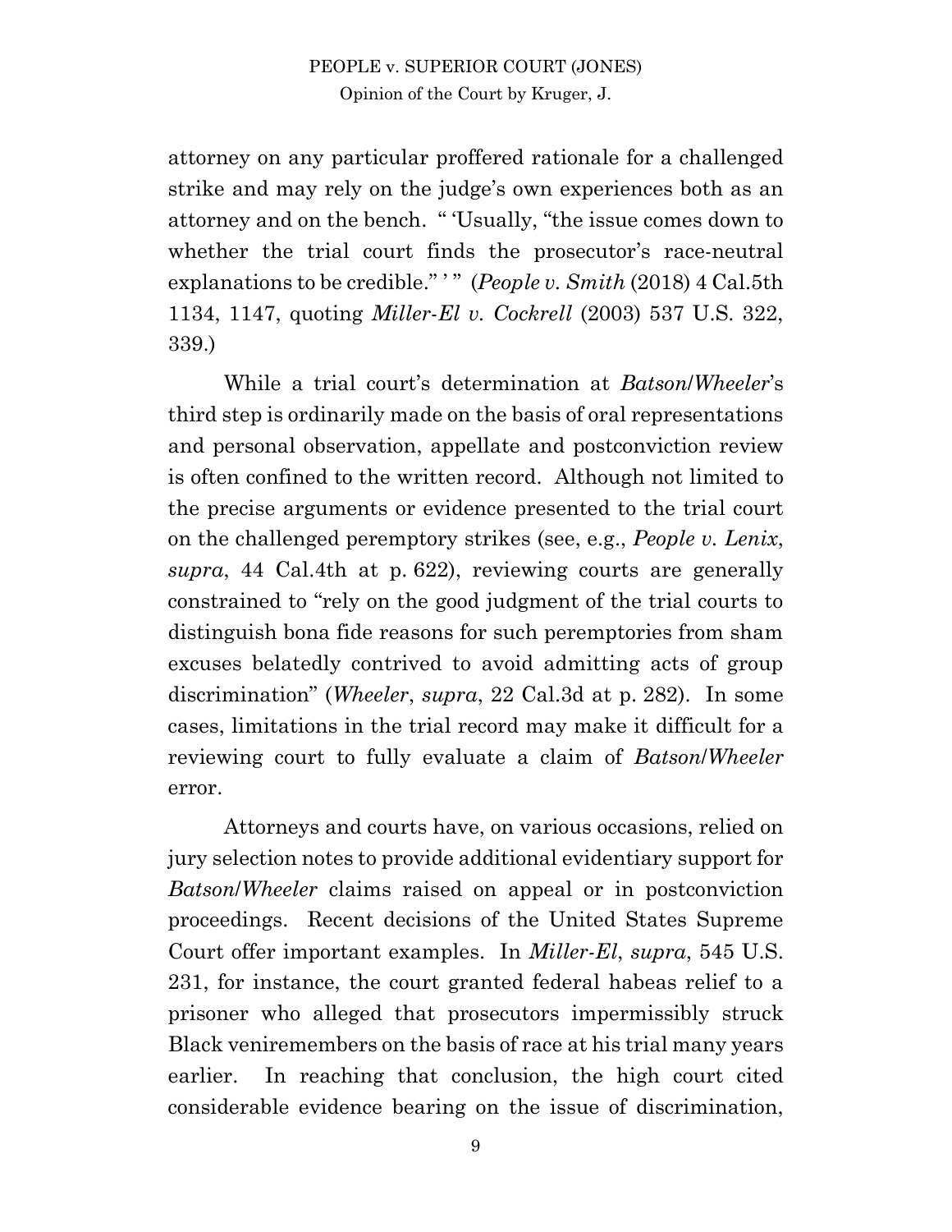attorney on any particular proffered rationale for a challenged strike and may rely on the judge's own experiences both as an attorney and on the bench. " 'Usually, "the issue comes down to whether the trial court finds the prosecutor's race-neutral explanations to be credible." ' " (*People v. Smith* (2018) 4 Cal.5th 1134, 1147, quoting *Miller-El v. Cockrell* (2003) 537 U.S. 322, 339.)

While a trial court's determination at *Batson*/*Wheeler*'s third step is ordinarily made on the basis of oral representations and personal observation, appellate and postconviction review is often confined to the written record. Although not limited to the precise arguments or evidence presented to the trial court on the challenged peremptory strikes (see, e.g., *People v. Lenix*, *supra*, 44 Cal.4th at p. 622), reviewing courts are generally constrained to "rely on the good judgment of the trial courts to distinguish bona fide reasons for such peremptories from sham excuses belatedly contrived to avoid admitting acts of group discrimination" (*Wheeler*, *supra*, 22 Cal.3d at p. 282). In some cases, limitations in the trial record may make it difficult for a reviewing court to fully evaluate a claim of *Batson*/*Wheeler* error.

Attorneys and courts have, on various occasions, relied on jury selection notes to provide additional evidentiary support for *Batson*/*Wheeler* claims raised on appeal or in postconviction proceedings. Recent decisions of the United States Supreme Court offer important examples. In *Miller-El*, *supra*, 545 U.S. 231, for instance, the court granted federal habeas relief to a prisoner who alleged that prosecutors impermissibly struck Black veniremembers on the basis of race at his trial many years earlier. In reaching that conclusion, the high court cited considerable evidence bearing on the issue of discrimination,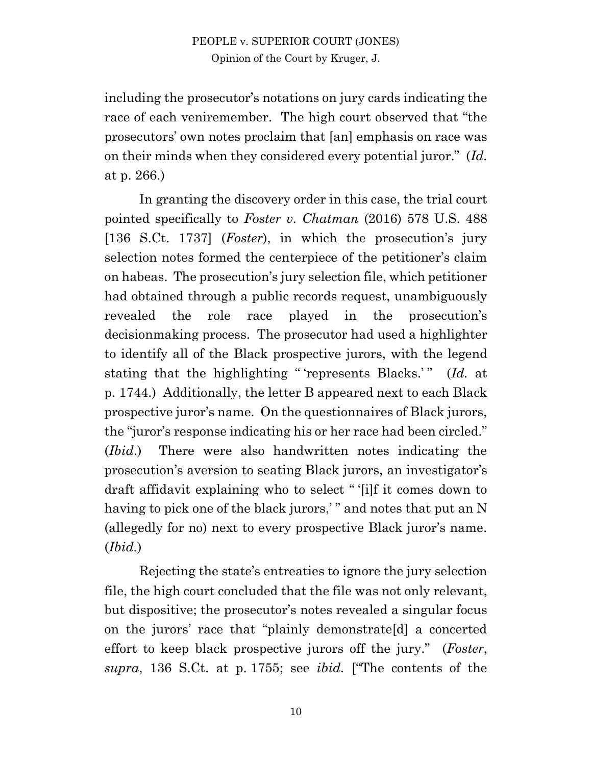including the prosecutor's notations on jury cards indicating the race of each veniremember. The high court observed that "the prosecutors' own notes proclaim that [an] emphasis on race was on their minds when they considered every potential juror." (*Id.* at p. 266.)

In granting the discovery order in this case, the trial court pointed specifically to *Foster v. Chatman* (2016) 578 U.S. 488 [136 S.Ct. 1737] (*Foster*), in which the prosecution's jury selection notes formed the centerpiece of the petitioner's claim on habeas. The prosecution's jury selection file, which petitioner had obtained through a public records request, unambiguously revealed the role race played in the prosecution's decisionmaking process. The prosecutor had used a highlighter to identify all of the Black prospective jurors, with the legend stating that the highlighting " 'represents Blacks.' " (*Id.* at p. 1744.) Additionally, the letter B appeared next to each Black prospective juror's name. On the questionnaires of Black jurors, the "juror's response indicating his or her race had been circled." (*Ibid.*) There were also handwritten notes indicating the prosecution's aversion to seating Black jurors, an investigator's draft affidavit explaining who to select " '[i]f it comes down to having to pick one of the black jurors,' " and notes that put an N (allegedly for no) next to every prospective Black juror's name. (*Ibid.*)

Rejecting the state's entreaties to ignore the jury selection file, the high court concluded that the file was not only relevant, but dispositive; the prosecutor's notes revealed a singular focus on the jurors' race that "plainly demonstrate[d] a concerted effort to keep black prospective jurors off the jury." (*Foster*, *supra*, 136 S.Ct. at p. 1755; see *ibid.* ["The contents of the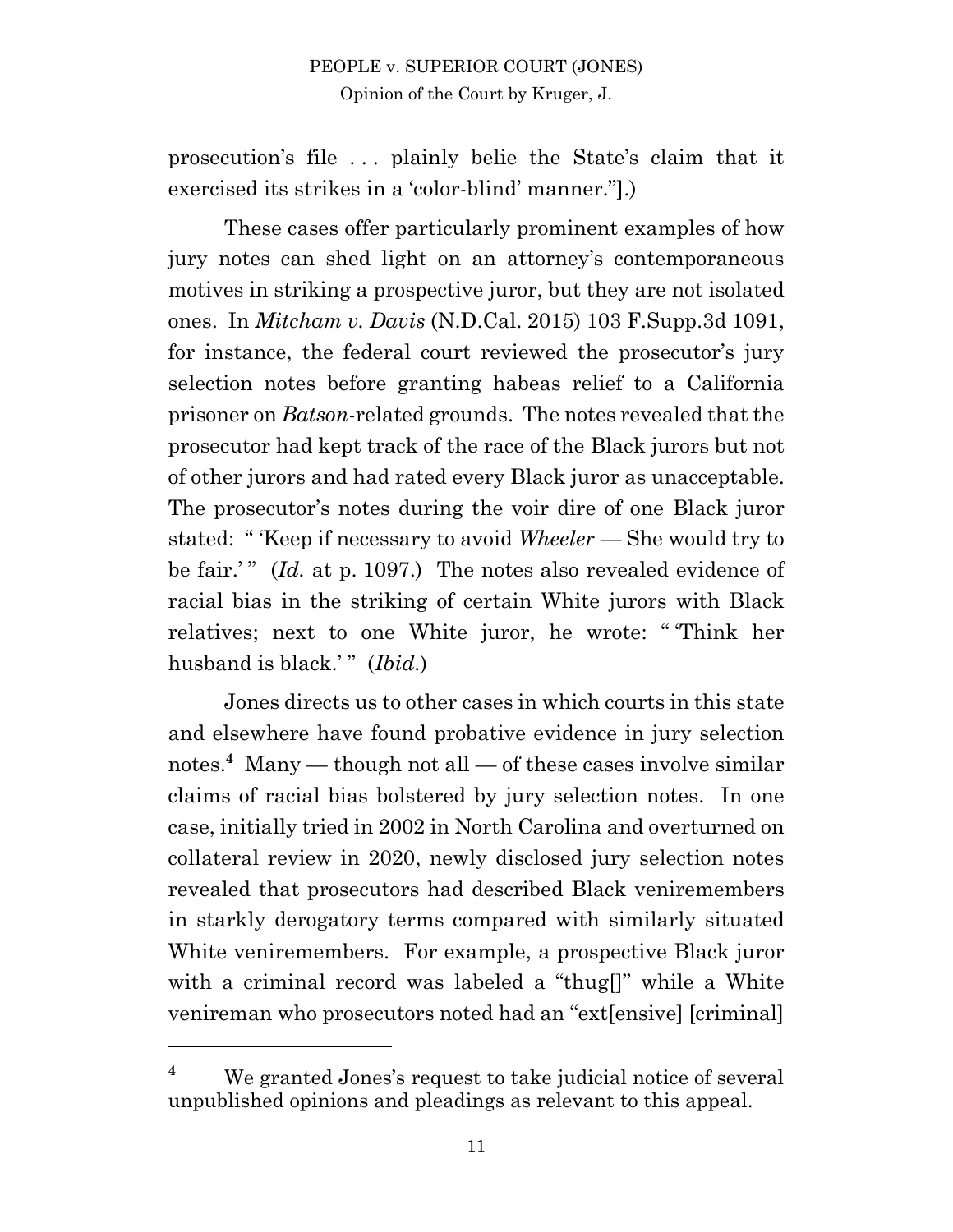prosecution's file . . . plainly belie the State's claim that it exercised its strikes in a 'color-blind' manner."].)

These cases offer particularly prominent examples of how jury notes can shed light on an attorney's contemporaneous motives in striking a prospective juror, but they are not isolated ones. In *Mitcham v. Davis* (N.D.Cal. 2015) 103 F.Supp.3d 1091, for instance, the federal court reviewed the prosecutor's jury selection notes before granting habeas relief to a California prisoner on *Batson*-related grounds. The notes revealed that the prosecutor had kept track of the race of the Black jurors but not of other jurors and had rated every Black juror as unacceptable. The prosecutor's notes during the voir dire of one Black juror stated: " 'Keep if necessary to avoid *Wheeler* — She would try to be fair.' " (*Id.* at p. 1097.) The notes also revealed evidence of racial bias in the striking of certain White jurors with Black relatives; next to one White juror, he wrote: " 'Think her husband is black.' " (*Ibid.*)

Jones directs us to other cases in which courts in this state and elsewhere have found probative evidence in jury selection notes.[4] Many — though not all — of these cases involve similar claims of racial bias bolstered by jury selection notes. In one case, initially tried in 2002 in North Carolina and overturned on collateral review in 2020, newly disclosed jury selection notes revealed that prosecutors had described Black veniremembers in starkly derogatory terms compared with similarly situated White veniremembers. For example, a prospective Black juror with a criminal record was labeled a "thug[]" while a White venireman who prosecutors noted had an "ext[ensive] [criminal]

[4] We granted Jones's request to take judicial notice of several unpublished opinions and pleadings as relevant to this appeal.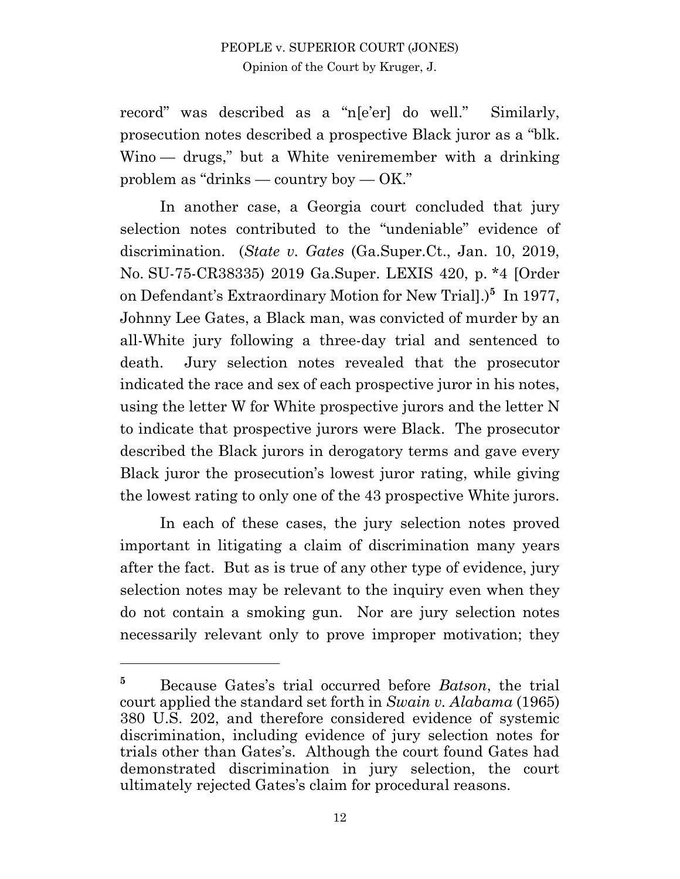record" was described as a "n[e'er] do well." Similarly, prosecution notes described a prospective Black juror as a "blk. Wino — drugs," but a White veniremember with a drinking problem as "drinks — country boy — OK."

In another case, a Georgia court concluded that jury selection notes contributed to the "undeniable" evidence of discrimination. (*State v. Gates* (Ga.Super.Ct., Jan. 10, 2019, No. SU-75-CR38335) 2019 Ga.Super. LEXIS 420, p. *4 [Order on Defendant's Extraordinary Motion for New Trial].)[5] In 1977, Johnny Lee Gates, a Black man, was convicted of murder by an all-White jury following a three-day trial and sentenced to death. Jury selection notes revealed that the prosecutor indicated the race and sex of each prospective juror in his notes, using the letter W for White prospective jurors and the letter N to indicate that prospective jurors were Black. The prosecutor described the Black jurors in derogatory terms and gave every Black juror the prosecution's lowest juror rating, while giving the lowest rating to only one of the 43 prospective White jurors.

In each of these cases, the jury selection notes proved important in litigating a claim of discrimination many years after the fact. But as is true of any other type of evidence, jury selection notes may be relevant to the inquiry even when they do not contain a smoking gun. Nor are jury selection notes necessarily relevant only to prove improper motivation; they

---

[5] Because Gates's trial occurred before *Batson*, the trial court applied the standard set forth in *Swain v. Alabama* (1965) 380 U.S. 202, and therefore considered evidence of systemic discrimination, including evidence of jury selection notes for trials other than Gates's. Although the court found Gates had demonstrated discrimination in jury selection, the court ultimately rejected Gates's claim for procedural reasons.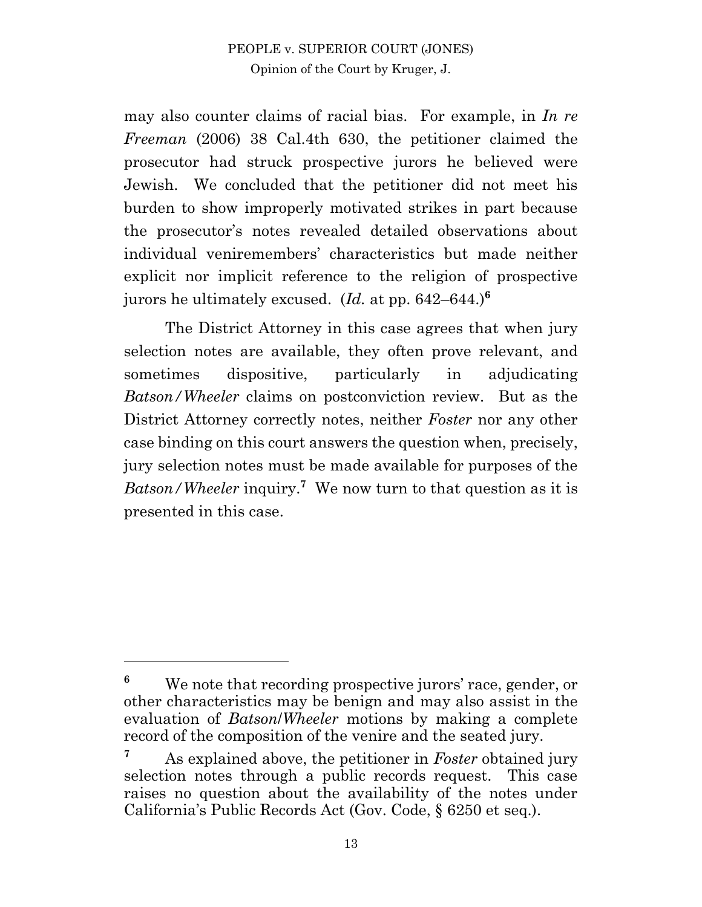may also counter claims of racial bias. For example, in *In re Freeman* (2006) 38 Cal.4th 630, the petitioner claimed the prosecutor had struck prospective jurors he believed were Jewish. We concluded that the petitioner did not meet his burden to show improperly motivated strikes in part because the prosecutor's notes revealed detailed observations about individual veniremembers' characteristics but made neither explicit nor implicit reference to the religion of prospective jurors he ultimately excused. (*Id.* at pp. 642–644.)[6]

The District Attorney in this case agrees that when jury selection notes are available, they often prove relevant, and sometimes dispositive, particularly in adjudicating *Batson/Wheeler* claims on postconviction review. But as the District Attorney correctly notes, neither *Foster* nor any other case binding on this court answers the question when, precisely, jury selection notes must be made available for purposes of the *Batson/Wheeler* inquiry.[7] We now turn to that question as it is presented in this case.

---

[6] We note that recording prospective jurors' race, gender, or other characteristics may be benign and may also assist in the evaluation of *Batson/Wheeler* motions by making a complete record of the composition of the venire and the seated jury.

[7] As explained above, the petitioner in *Foster* obtained jury selection notes through a public records request. This case raises no question about the availability of the notes under California's Public Records Act (Gov. Code, § 6250 et seq.).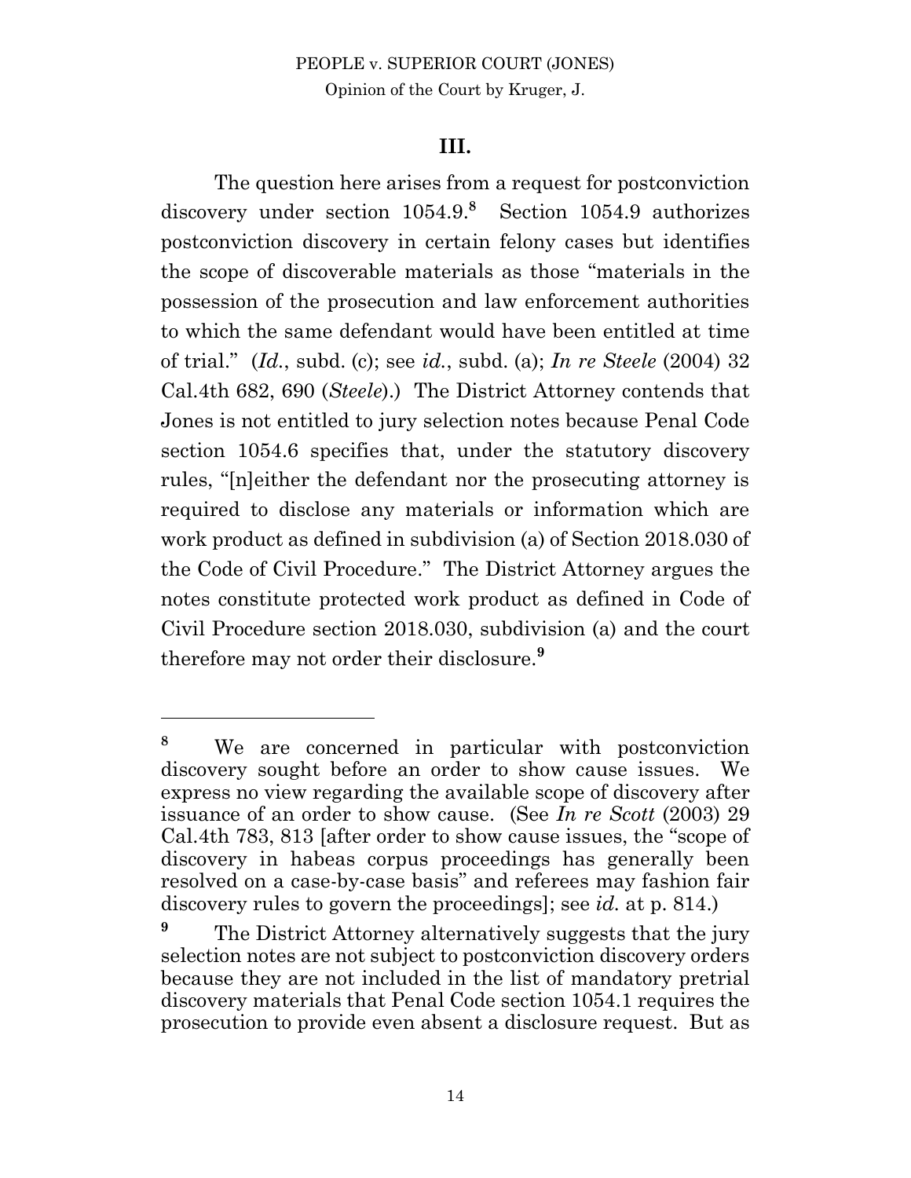## III.

The question here arises from a request for postconviction discovery under section 1054.9.[8] Section 1054.9 authorizes postconviction discovery in certain felony cases but identifies the scope of discoverable materials as those "materials in the possession of the prosecution and law enforcement authorities to which the same defendant would have been entitled at time of trial." (*Id.*, subd. (c); see *id.*, subd. (a); *In re Steele* (2004) 32 Cal.4th 682, 690 (*Steele*).) The District Attorney contends that Jones is not entitled to jury selection notes because Penal Code section 1054.6 specifies that, under the statutory discovery rules, "[n]either the defendant nor the prosecuting attorney is required to disclose any materials or information which are work product as defined in subdivision (a) of Section 2018.030 of the Code of Civil Procedure." The District Attorney argues the notes constitute protected work product as defined in Code of Civil Procedure section 2018.030, subdivision (a) and the court therefore may not order their disclosure.[9]

---

[8] We are concerned in particular with postconviction discovery sought before an order to show cause issues. We express no view regarding the available scope of discovery after issuance of an order to show cause. (See *In re Scott* (2003) 29 Cal.4th 783, 813 [after order to show cause issues, the "scope of discovery in habeas corpus proceedings has generally been resolved on a case-by-case basis" and referees may fashion fair discovery rules to govern the proceedings]; see *id.* at p. 814.)

[9] The District Attorney alternatively suggests that the jury selection notes are not subject to postconviction discovery orders because they are not included in the list of mandatory pretrial discovery materials that Penal Code section 1054.1 requires the prosecution to provide even absent a disclosure request. But as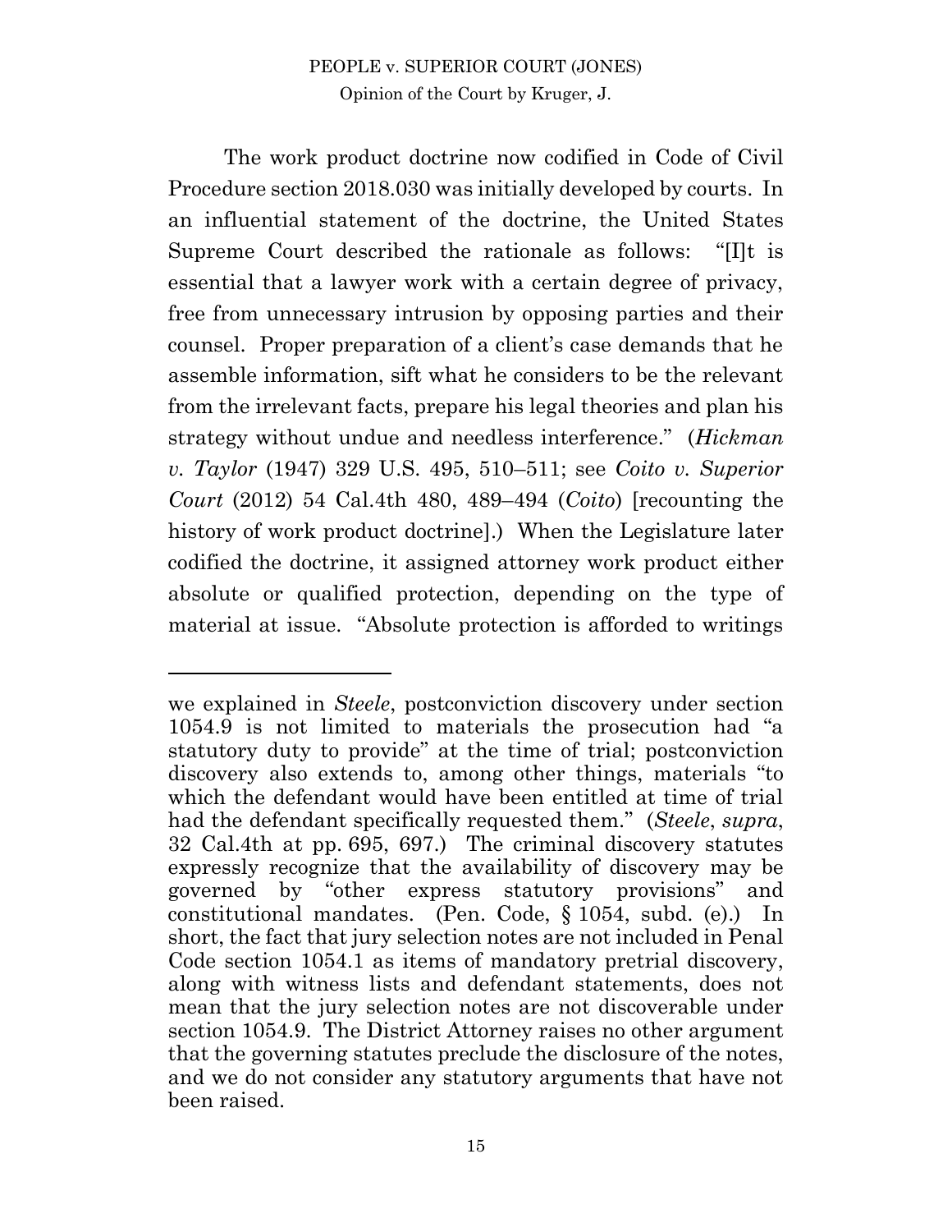The work product doctrine now codified in Code of Civil Procedure section 2018.030 was initially developed by courts. In an influential statement of the doctrine, the United States Supreme Court described the rationale as follows: "[I]t is essential that a lawyer work with a certain degree of privacy, free from unnecessary intrusion by opposing parties and their counsel. Proper preparation of a client's case demands that he assemble information, sift what he considers to be the relevant from the irrelevant facts, prepare his legal theories and plan his strategy without undue and needless interference." (*Hickman v. Taylor* (1947) 329 U.S. 495, 510–511; see *Coito v. Superior Court* (2012) 54 Cal.4th 480, 489–494 (*Coito*) [recounting the history of work product doctrine].) When the Legislature later codified the doctrine, it assigned attorney work product either absolute or qualified protection, depending on the type of material at issue. "Absolute protection is afforded to writings

---

we explained in *Steele*, postconviction discovery under section 1054.9 is not limited to materials the prosecution had "a statutory duty to provide" at the time of trial; postconviction discovery also extends to, among other things, materials "to which the defendant would have been entitled at time of trial had the defendant specifically requested them." (*Steele*, *supra*, 32 Cal.4th at pp. 695, 697.) The criminal discovery statutes expressly recognize that the availability of discovery may be governed by "other express statutory provisions" and constitutional mandates. (Pen. Code, § 1054, subd. (e).) In short, the fact that jury selection notes are not included in Penal Code section 1054.1 as items of mandatory pretrial discovery, along with witness lists and defendant statements, does not mean that the jury selection notes are not discoverable under section 1054.9. The District Attorney raises no other argument that the governing statutes preclude the disclosure of the notes, and we do not consider any statutory arguments that have not been raised.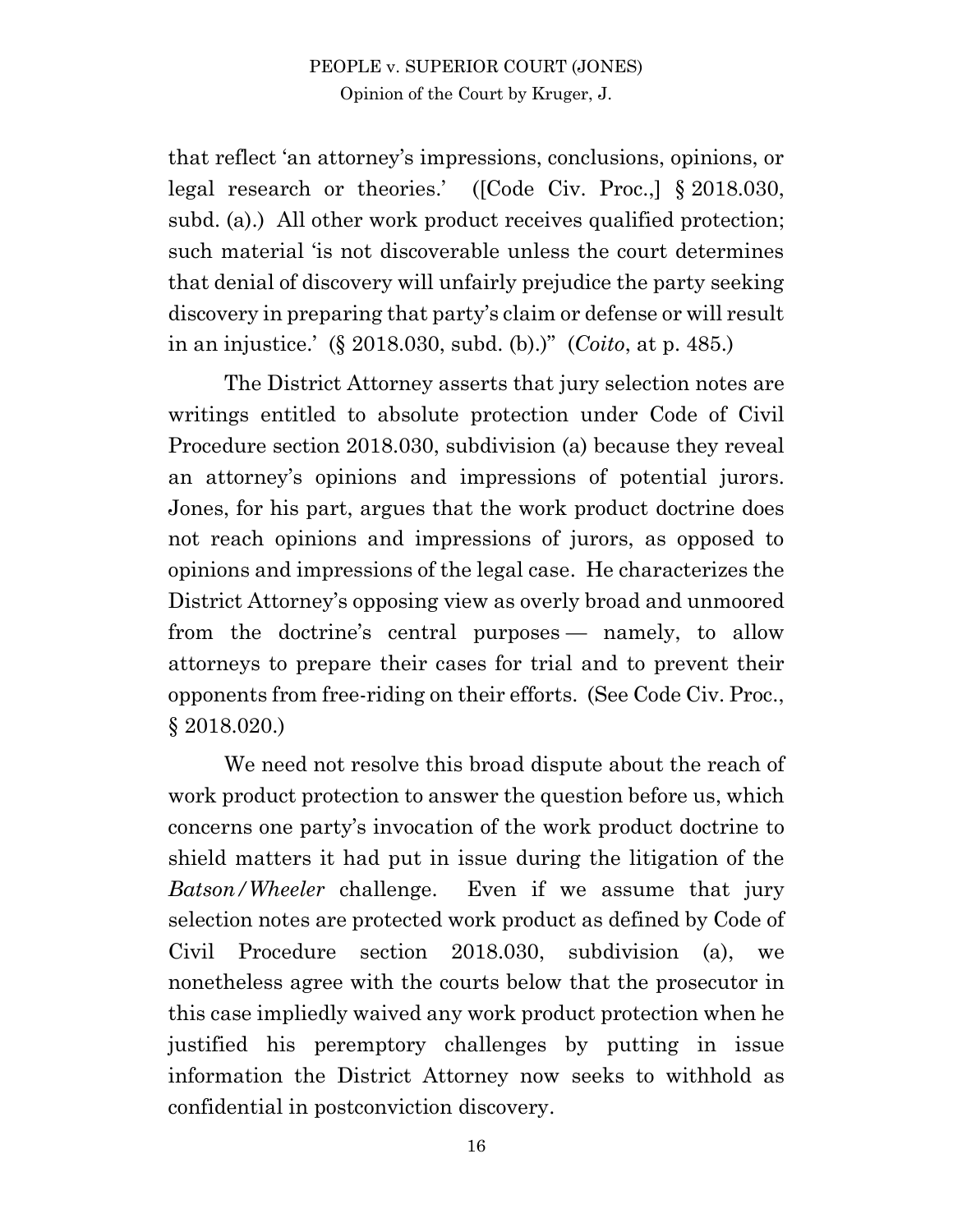that reflect 'an attorney's impressions, conclusions, opinions, or legal research or theories.' ([Code Civ. Proc.,] § 2018.030, subd. (a).) All other work product receives qualified protection; such material 'is not discoverable unless the court determines that denial of discovery will unfairly prejudice the party seeking discovery in preparing that party's claim or defense or will result in an injustice.' (§ 2018.030, subd. (b).)" (*Coito*, at p. 485.)

The District Attorney asserts that jury selection notes are writings entitled to absolute protection under Code of Civil Procedure section 2018.030, subdivision (a) because they reveal an attorney's opinions and impressions of potential jurors. Jones, for his part, argues that the work product doctrine does not reach opinions and impressions of jurors, as opposed to opinions and impressions of the legal case. He characterizes the District Attorney's opposing view as overly broad and unmoored from the doctrine's central purposes — namely, to allow attorneys to prepare their cases for trial and to prevent their opponents from free-riding on their efforts. (See Code Civ. Proc., § 2018.020.)

We need not resolve this broad dispute about the reach of work product protection to answer the question before us, which concerns one party's invocation of the work product doctrine to shield matters it had put in issue during the litigation of the *Batson/Wheeler* challenge. Even if we assume that jury selection notes are protected work product as defined by Code of Civil Procedure section 2018.030, subdivision (a), we nonetheless agree with the courts below that the prosecutor in this case impliedly waived any work product protection when he justified his peremptory challenges by putting in issue information the District Attorney now seeks to withhold as confidential in postconviction discovery.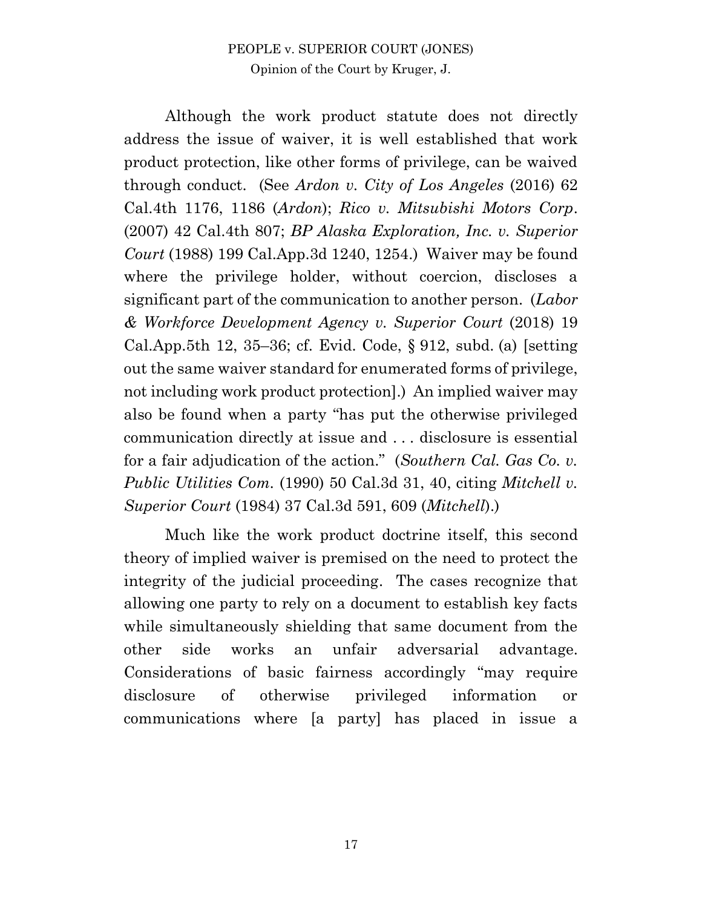Although the work product statute does not directly address the issue of waiver, it is well established that work product protection, like other forms of privilege, can be waived through conduct. (See *Ardon v. City of Los Angeles* (2016) 62 Cal.4th 1176, 1186 (*Ardon*); *Rico v. Mitsubishi Motors Corp*. (2007) 42 Cal.4th 807; *BP Alaska Exploration, Inc. v. Superior Court* (1988) 199 Cal.App.3d 1240, 1254.) Waiver may be found where the privilege holder, without coercion, discloses a significant part of the communication to another person. (*Labor & Workforce Development Agency v. Superior Court* (2018) 19 Cal.App.5th 12, 35–36; cf. Evid. Code, § 912, subd. (a) [setting out the same waiver standard for enumerated forms of privilege, not including work product protection].) An implied waiver may also be found when a party "has put the otherwise privileged communication directly at issue and . . . disclosure is essential for a fair adjudication of the action." (*Southern Cal. Gas Co. v. Public Utilities Com*. (1990) 50 Cal.3d 31, 40, citing *Mitchell v. Superior Court* (1984) 37 Cal.3d 591, 609 (*Mitchell*).)

Much like the work product doctrine itself, this second theory of implied waiver is premised on the need to protect the integrity of the judicial proceeding. The cases recognize that allowing one party to rely on a document to establish key facts while simultaneously shielding that same document from the other side works an unfair adversarial advantage. Considerations of basic fairness accordingly "may require disclosure of otherwise privileged information or communications where [a party] has placed in issue a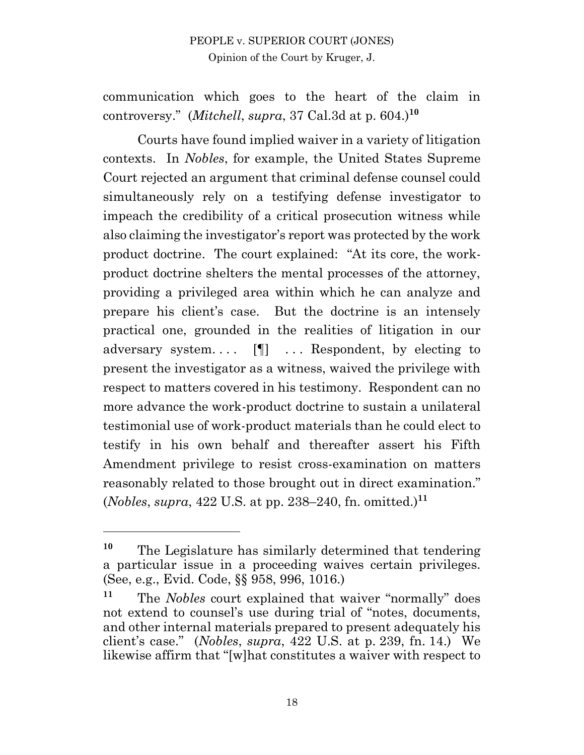communication which goes to the heart of the claim in controversy." (*Mitchell*, *supra*, 37 Cal.3d at p. 604.)[10]

Courts have found implied waiver in a variety of litigation contexts. In *Nobles*, for example, the United States Supreme Court rejected an argument that criminal defense counsel could simultaneously rely on a testifying defense investigator to impeach the credibility of a critical prosecution witness while also claiming the investigator's report was protected by the work product doctrine. The court explained: "At its core, the work-product doctrine shelters the mental processes of the attorney, providing a privileged area within which he can analyze and prepare his client's case. But the doctrine is an intensely practical one, grounded in the realities of litigation in our adversary system. . . . [¶] . . . Respondent, by electing to present the investigator as a witness, waived the privilege with respect to matters covered in his testimony. Respondent can no more advance the work-product doctrine to sustain a unilateral testimonial use of work-product materials than he could elect to testify in his own behalf and thereafter assert his Fifth Amendment privilege to resist cross-examination on matters reasonably related to those brought out in direct examination." (*Nobles*, *supra*, 422 U.S. at pp. 238–240, fn. omitted.)[11]

---

[10] The Legislature has similarly determined that tendering a particular issue in a proceeding waives certain privileges. (See, e.g., Evid. Code, §§ 958, 996, 1016.)

[11] The *Nobles* court explained that waiver "normally" does not extend to counsel's use during trial of "notes, documents, and other internal materials prepared to present adequately his client's case." (*Nobles*, *supra*, 422 U.S. at p. 239, fn. 14.) We likewise affirm that "[w]hat constitutes a waiver with respect to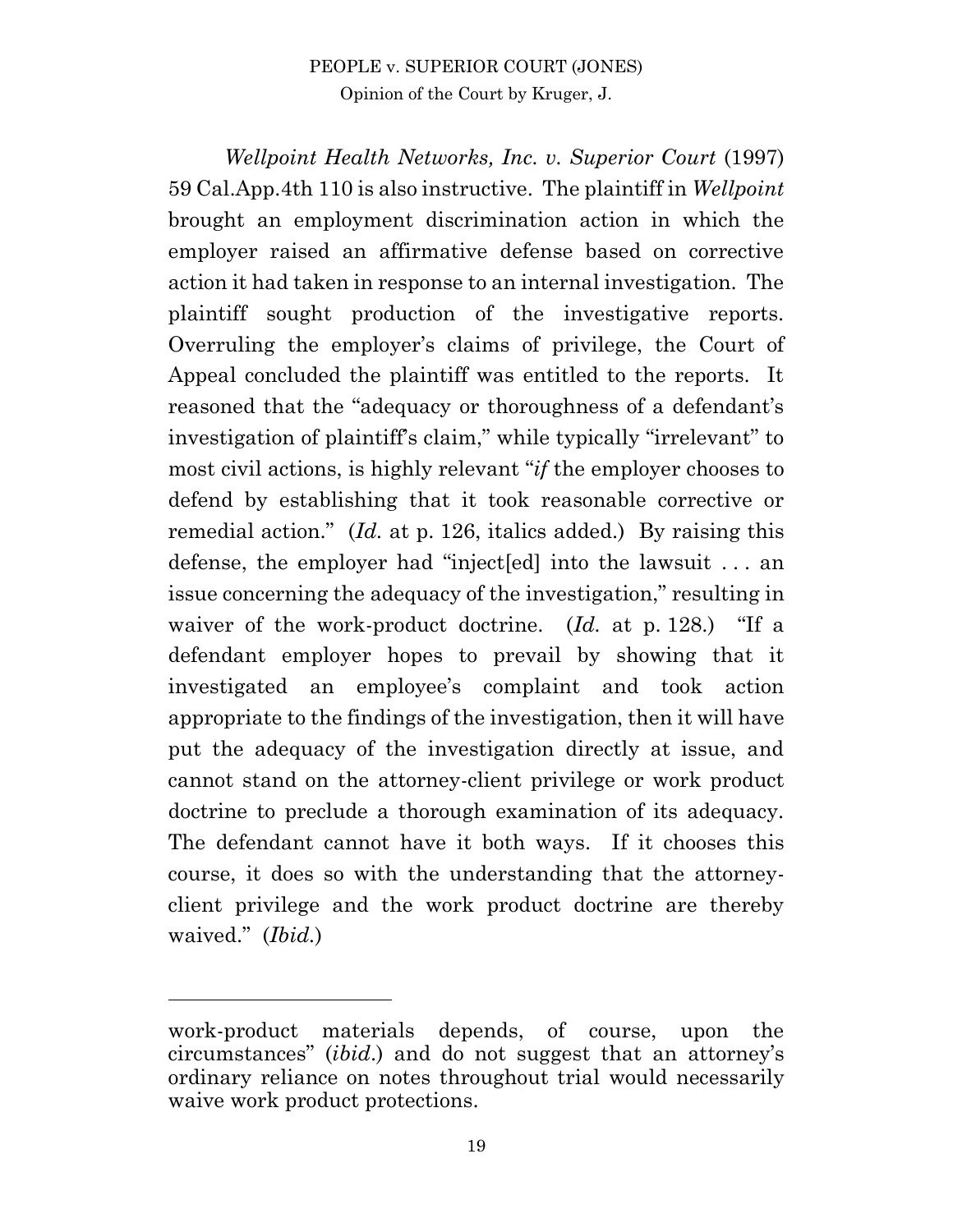*Wellpoint Health Networks, Inc. v. Superior Court* (1997) 59 Cal.App.4th 110 is also instructive. The plaintiff in *Wellpoint* brought an employment discrimination action in which the employer raised an affirmative defense based on corrective action it had taken in response to an internal investigation. The plaintiff sought production of the investigative reports. Overruling the employer's claims of privilege, the Court of Appeal concluded the plaintiff was entitled to the reports. It reasoned that the "adequacy or thoroughness of a defendant's investigation of plaintiff's claim," while typically "irrelevant" to most civil actions, is highly relevant "*if* the employer chooses to defend by establishing that it took reasonable corrective or remedial action." (*Id.* at p. 126, italics added.) By raising this defense, the employer had "inject[ed] into the lawsuit . . . an issue concerning the adequacy of the investigation," resulting in waiver of the work-product doctrine. (*Id.* at p. 128.) "If a defendant employer hopes to prevail by showing that it investigated an employee's complaint and took action appropriate to the findings of the investigation, then it will have put the adequacy of the investigation directly at issue, and cannot stand on the attorney-client privilege or work product doctrine to preclude a thorough examination of its adequacy. The defendant cannot have it both ways. If it chooses this course, it does so with the understanding that the attorney-client privilege and the work product doctrine are thereby waived." (*Ibid.*)

---

work-product materials depends, of course, upon the circumstances" (*ibid.*) and do not suggest that an attorney's ordinary reliance on notes throughout trial would necessarily waive work product protections.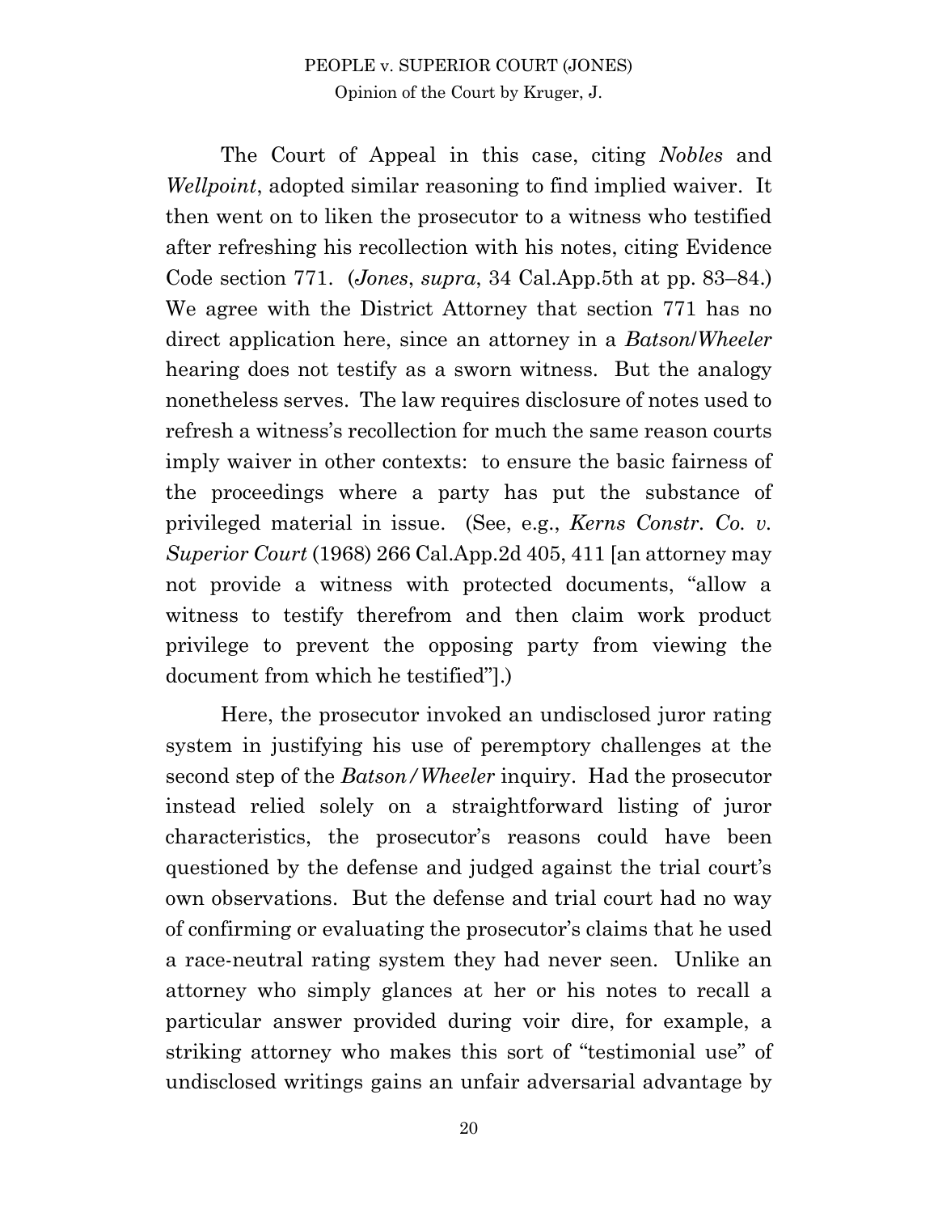The Court of Appeal in this case, citing *Nobles* and *Wellpoint*, adopted similar reasoning to find implied waiver. It then went on to liken the prosecutor to a witness who testified after refreshing his recollection with his notes, citing Evidence Code section 771. (*Jones*, *supra*, 34 Cal.App.5th at pp. 83–84.) We agree with the District Attorney that section 771 has no direct application here, since an attorney in a *Batson*/*Wheeler* hearing does not testify as a sworn witness. But the analogy nonetheless serves. The law requires disclosure of notes used to refresh a witness's recollection for much the same reason courts imply waiver in other contexts: to ensure the basic fairness of the proceedings where a party has put the substance of privileged material in issue. (See, e.g., *Kerns Constr. Co. v. Superior Court* (1968) 266 Cal.App.2d 405, 411 [an attorney may not provide a witness with protected documents, "allow a witness to testify therefrom and then claim work product privilege to prevent the opposing party from viewing the document from which he testified"].)

Here, the prosecutor invoked an undisclosed juror rating system in justifying his use of peremptory challenges at the second step of the *Batson / Wheeler* inquiry. Had the prosecutor instead relied solely on a straightforward listing of juror characteristics, the prosecutor's reasons could have been questioned by the defense and judged against the trial court's own observations. But the defense and trial court had no way of confirming or evaluating the prosecutor's claims that he used a race-neutral rating system they had never seen. Unlike an attorney who simply glances at her or his notes to recall a particular answer provided during voir dire, for example, a striking attorney who makes this sort of "testimonial use" of undisclosed writings gains an unfair adversarial advantage by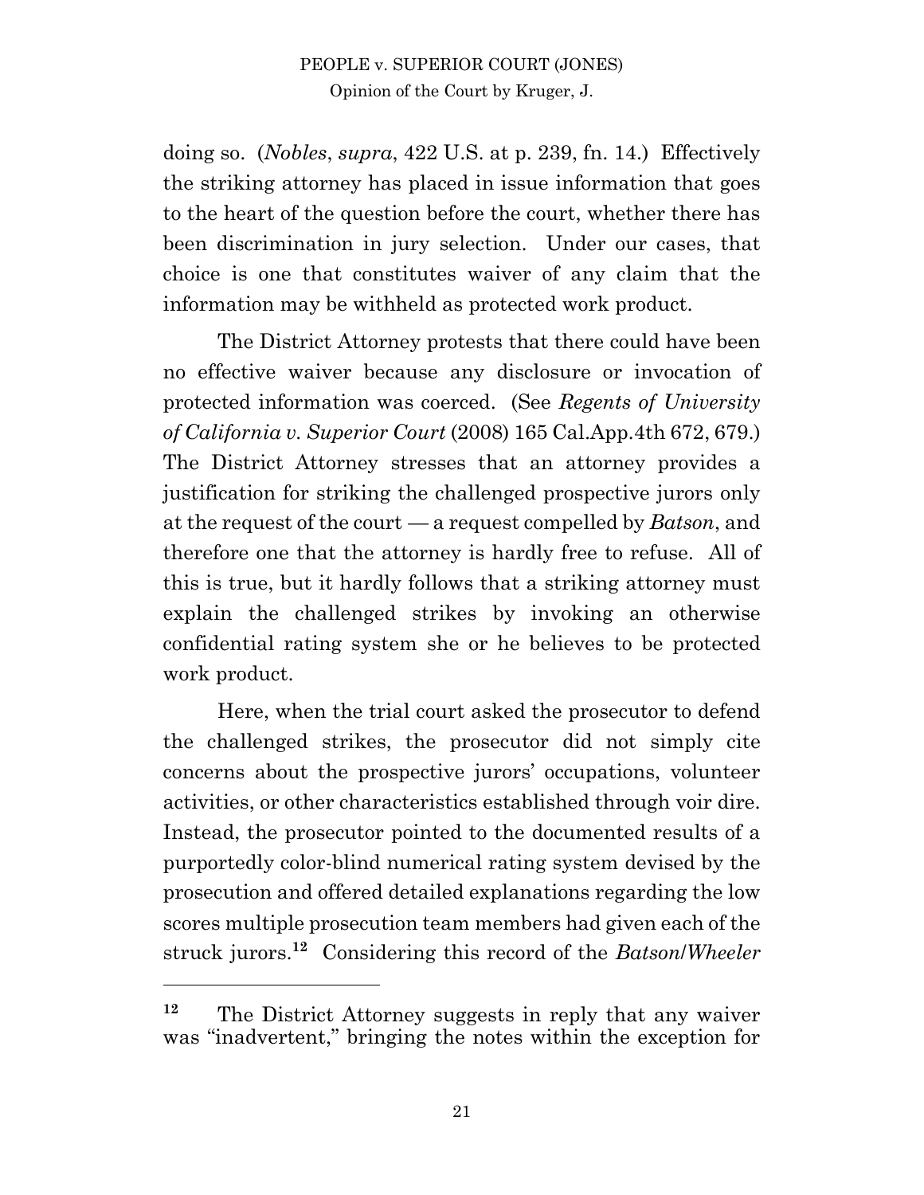doing so. (*Nobles*, *supra*, 422 U.S. at p. 239, fn. 14.) Effectively the striking attorney has placed in issue information that goes to the heart of the question before the court, whether there has been discrimination in jury selection. Under our cases, that choice is one that constitutes waiver of any claim that the information may be withheld as protected work product.

The District Attorney protests that there could have been no effective waiver because any disclosure or invocation of protected information was coerced. (See *Regents of University of California v. Superior Court* (2008) 165 Cal.App.4th 672, 679.) The District Attorney stresses that an attorney provides a justification for striking the challenged prospective jurors only at the request of the court — a request compelled by *Batson*, and therefore one that the attorney is hardly free to refuse. All of this is true, but it hardly follows that a striking attorney must explain the challenged strikes by invoking an otherwise confidential rating system she or he believes to be protected work product.

Here, when the trial court asked the prosecutor to defend the challenged strikes, the prosecutor did not simply cite concerns about the prospective jurors' occupations, volunteer activities, or other characteristics established through voir dire. Instead, the prosecutor pointed to the documented results of a purportedly color-blind numerical rating system devised by the prosecution and offered detailed explanations regarding the low scores multiple prosecution team members had given each of the struck jurors.[12] Considering this record of the *Batson*/*Wheeler*

---

[12] The District Attorney suggests in reply that any waiver was "inadvertent," bringing the notes within the exception for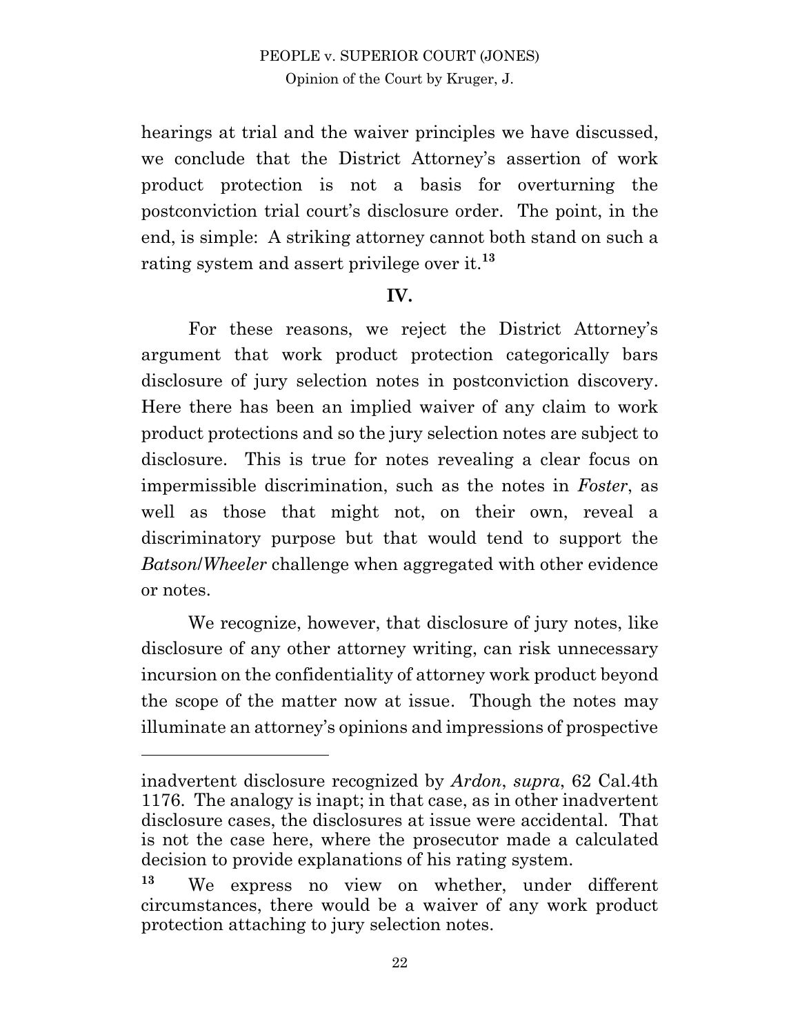hearings at trial and the waiver principles we have discussed, we conclude that the District Attorney's assertion of work product protection is not a basis for overturning the postconviction trial court's disclosure order. The point, in the end, is simple: A striking attorney cannot both stand on such a rating system and assert privilege over it.[13]

## IV.

For these reasons, we reject the District Attorney's argument that work product protection categorically bars disclosure of jury selection notes in postconviction discovery. Here there has been an implied waiver of any claim to work product protections and so the jury selection notes are subject to disclosure. This is true for notes revealing a clear focus on impermissible discrimination, such as the notes in *Foster*, as well as those that might not, on their own, reveal a discriminatory purpose but that would tend to support the *Batson*/*Wheeler* challenge when aggregated with other evidence or notes.

We recognize, however, that disclosure of jury notes, like disclosure of any other attorney writing, can risk unnecessary incursion on the confidentiality of attorney work product beyond the scope of the matter now at issue. Though the notes may illuminate an attorney's opinions and impressions of prospective

---

inadvertent disclosure recognized by *Ardon*, *supra*, 62 Cal.4th 1176. The analogy is inapt; in that case, as in other inadvertent disclosure cases, the disclosures at issue were accidental. That is not the case here, where the prosecutor made a calculated decision to provide explanations of his rating system.

[13] We express no view on whether, under different circumstances, there would be a waiver of any work product protection attaching to jury selection notes.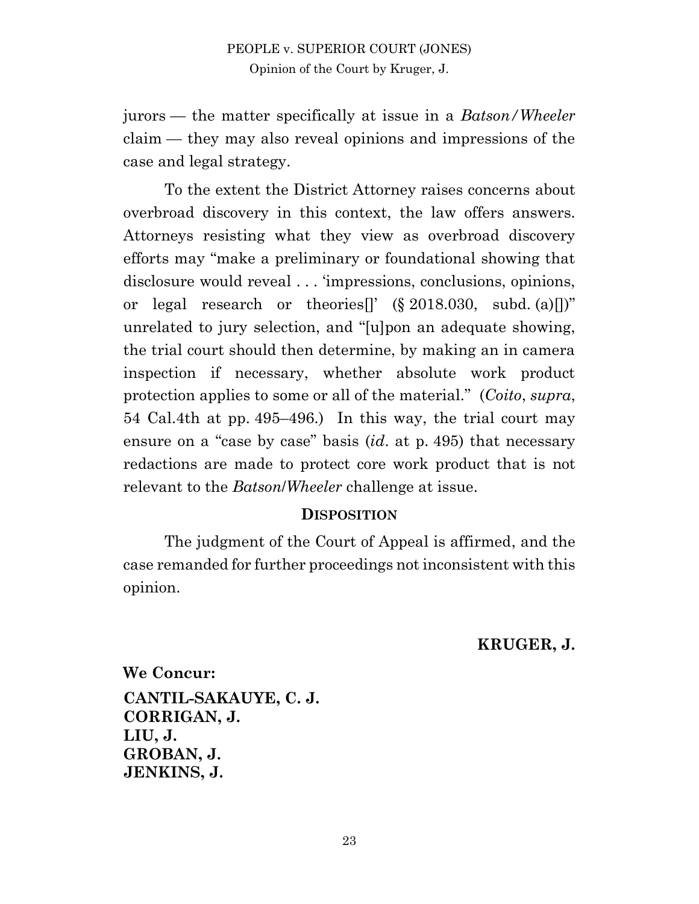jurors — the matter specifically at issue in a *Batson/Wheeler* claim — they may also reveal opinions and impressions of the case and legal strategy.

To the extent the District Attorney raises concerns about overbroad discovery in this context, the law offers answers. Attorneys resisting what they view as overbroad discovery efforts may "make a preliminary or foundational showing that disclosure would reveal . . . 'impressions, conclusions, opinions, or legal research or theories[]' (§ 2018.030, subd. (a)[])" unrelated to jury selection, and "[u]pon an adequate showing, the trial court should then determine, by making an in camera inspection if necessary, whether absolute work product protection applies to some or all of the material." (*Coito*, *supra*, 54 Cal.4th at pp. 495–496.) In this way, the trial court may ensure on a "case by case" basis (*id*. at p. 495) that necessary redactions are made to protect core work product that is not relevant to the *Batson/Wheeler* challenge at issue.

## DISPOSITION

The judgment of the Court of Appeal is affirmed, and the case remanded for further proceedings not inconsistent with this opinion.

**KRUGER, J.**

**We Concur:**

**CANTIL-SAKAUYE, C. J.**
**CORRIGAN, J.**
**LIU, J.**
**GROBAN, J.**
**JENKINS, J.**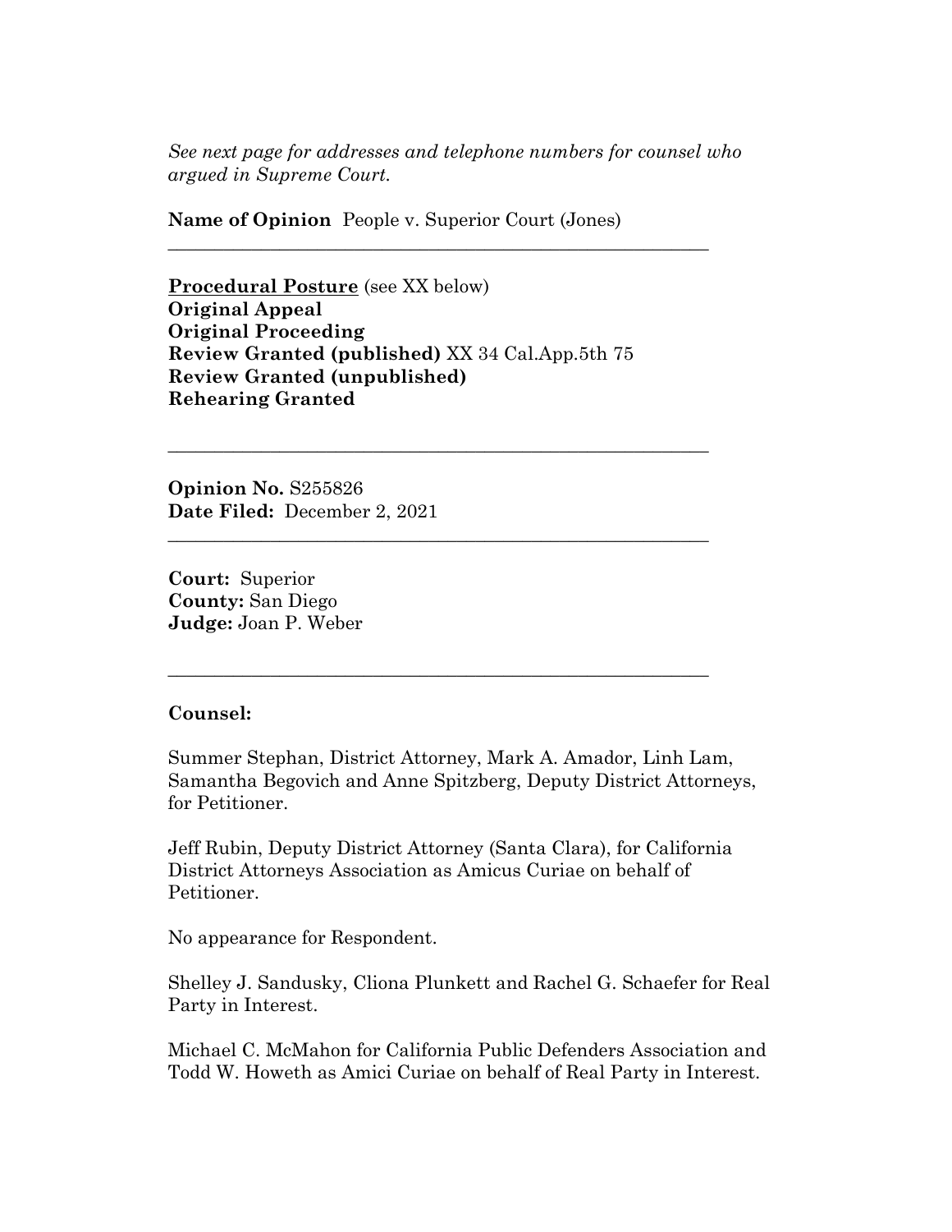*See next page for addresses and telephone numbers for counsel who argued in Supreme Court.*

**Name of Opinion** People v. Superior Court (Jones)

---

**Procedural Posture** (see XX below)
**Original Appeal**
**Original Proceeding**
**Review Granted (published)** XX 34 Cal.App.5th 75
**Review Granted (unpublished)**
**Rehearing Granted**

---

**Opinion No.** S255826
**Date Filed:** December 2, 2021

---

**Court:** Superior
**County:** San Diego
**Judge:** Joan P. Weber

---

**Counsel:**

Summer Stephan, District Attorney, Mark A. Amador, Linh Lam, Samantha Begovich and Anne Spitzberg, Deputy District Attorneys, for Petitioner.

Jeff Rubin, Deputy District Attorney (Santa Clara), for California District Attorneys Association as Amicus Curiae on behalf of Petitioner.

No appearance for Respondent.

Shelley J. Sandusky, Cliona Plunkett and Rachel G. Schaefer for Real Party in Interest.

Michael C. McMahon for California Public Defenders Association and Todd W. Howeth as Amici Curiae on behalf of Real Party in Interest.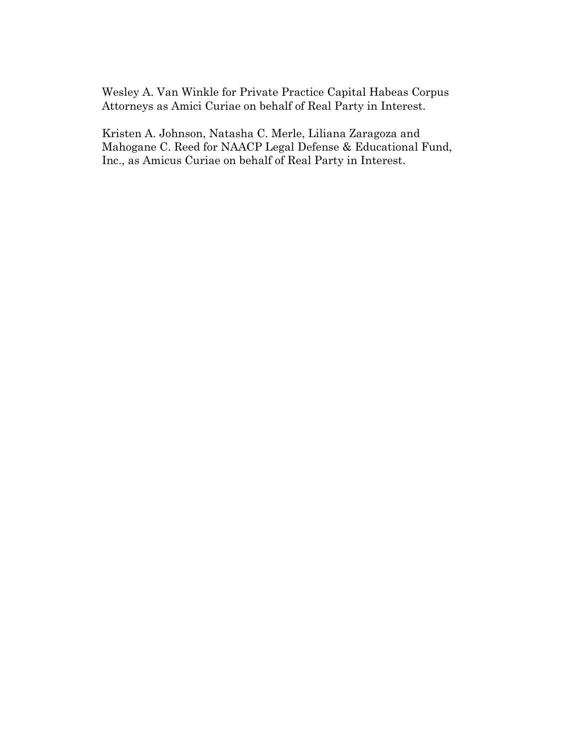Wesley A. Van Winkle for Private Practice Capital Habeas Corpus Attorneys as Amici Curiae on behalf of Real Party in Interest.

Kristen A. Johnson, Natasha C. Merle, Liliana Zaragoza and Mahogane C. Reed for NAACP Legal Defense & Educational Fund, Inc., as Amicus Curiae on behalf of Real Party in Interest.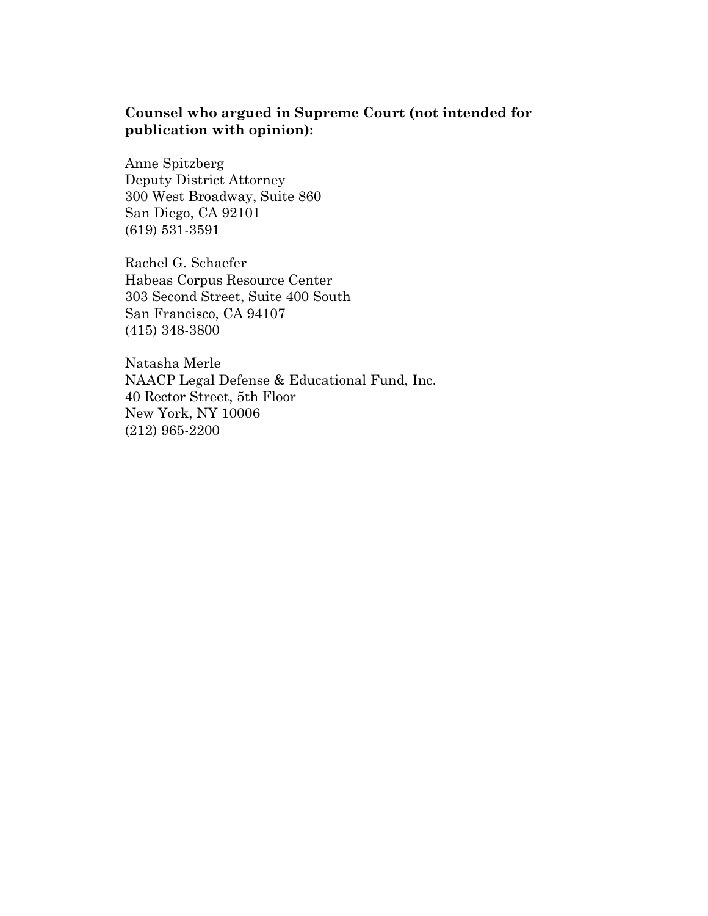**Counsel who argued in Supreme Court (not intended for publication with opinion):**

Anne Spitzberg
Deputy District Attorney
300 West Broadway, Suite 860
San Diego, CA 92101
(619) 531-3591

Rachel G. Schaefer
Habeas Corpus Resource Center
303 Second Street, Suite 400 South
San Francisco, CA 94107
(415) 348-3800

Natasha Merle
NAACP Legal Defense & Educational Fund, Inc.
40 Rector Street, 5th Floor
New York, NY 10006
(212) 965-2200